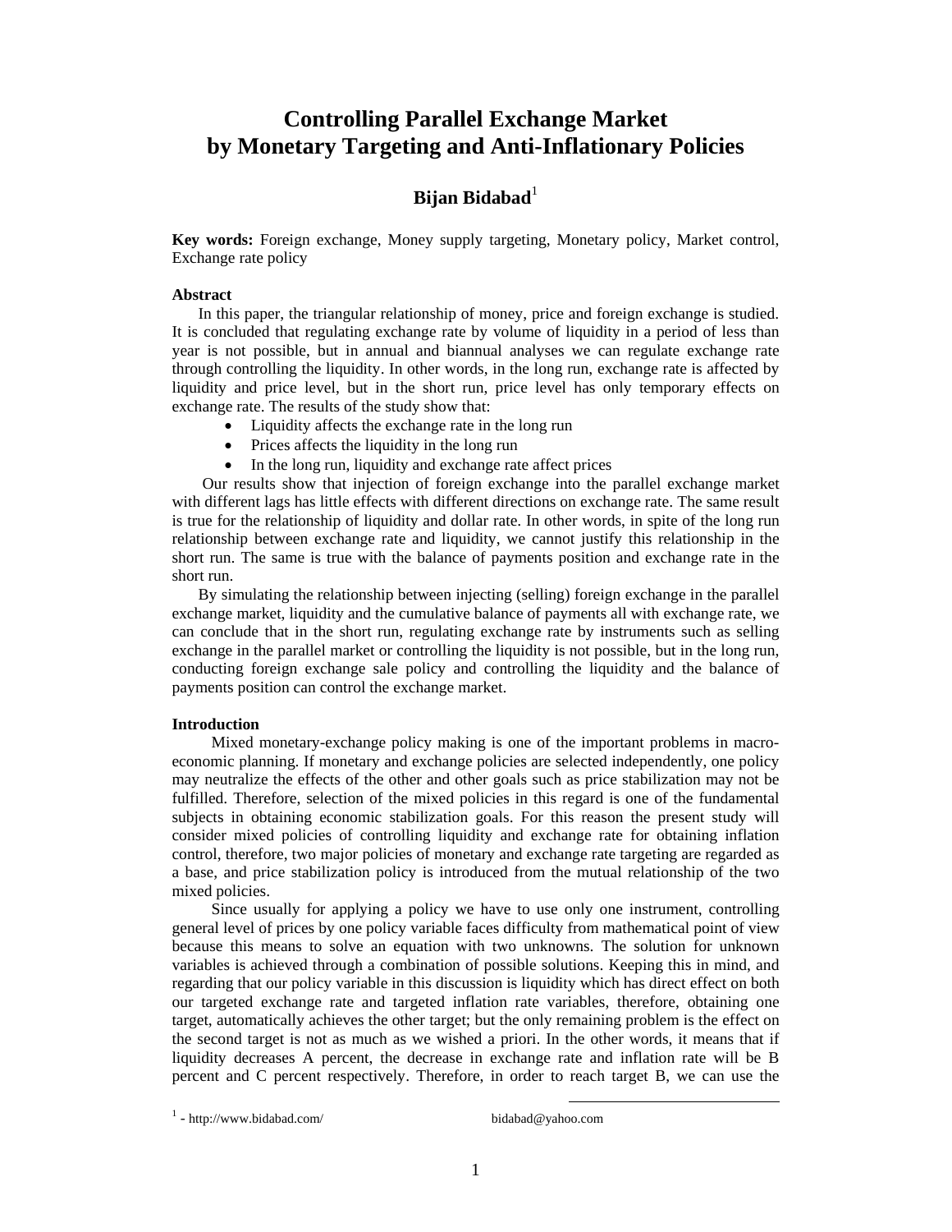# Controlling Parallel Exchange Market by Monetary Targeting and Anti-Inflationary Policies

## Bijan Bidabad[1]

**Key words:** Foreign exchange, Money supply targeting, Monetary policy, Market control, Exchange rate policy

**Abstract**

In this paper, the triangular relationship of money, price and foreign exchange is studied. It is concluded that regulating exchange rate by volume of liquidity in a period of less than year is not possible, but in annual and biannual analyses we can regulate exchange rate through controlling the liquidity. In other words, in the long run, exchange rate is affected by liquidity and price level, but in the short run, price level has only temporary effects on exchange rate. The results of the study show that:

- Liquidity affects the exchange rate in the long run
- Prices affects the liquidity in the long run
- In the long run, liquidity and exchange rate affect prices

Our results show that injection of foreign exchange into the parallel exchange market with different lags has little effects with different directions on exchange rate. The same result is true for the relationship of liquidity and dollar rate. In other words, in spite of the long run relationship between exchange rate and liquidity, we cannot justify this relationship in the short run. The same is true with the balance of payments position and exchange rate in the short run.

By simulating the relationship between injecting (selling) foreign exchange in the parallel exchange market, liquidity and the cumulative balance of payments all with exchange rate, we can conclude that in the short run, regulating exchange rate by instruments such as selling exchange in the parallel market or controlling the liquidity is not possible, but in the long run, conducting foreign exchange sale policy and controlling the liquidity and the balance of payments position can control the exchange market.

**Introduction**

Mixed monetary-exchange policy making is one of the important problems in macro-economic planning. If monetary and exchange policies are selected independently, one policy may neutralize the effects of the other and other goals such as price stabilization may not be fulfilled. Therefore, selection of the mixed policies in this regard is one of the fundamental subjects in obtaining economic stabilization goals. For this reason the present study will consider mixed policies of controlling liquidity and exchange rate for obtaining inflation control, therefore, two major policies of monetary and exchange rate targeting are regarded as a base, and price stabilization policy is introduced from the mutual relationship of the two mixed policies.

Since usually for applying a policy we have to use only one instrument, controlling general level of prices by one policy variable faces difficulty from mathematical point of view because this means to solve an equation with two unknowns. The solution for unknown variables is achieved through a combination of possible solutions. Keeping this in mind, and regarding that our policy variable in this discussion is liquidity which has direct effect on both our targeted exchange rate and targeted inflation rate variables, therefore, obtaining one target, automatically achieves the other target; but the only remaining problem is the effect on the second target is not as much as we wished a priori. In the other words, it means that if liquidity decreases A percent, the decrease in exchange rate and inflation rate will be B percent and C percent respectively. Therefore, in order to reach target B, we can use the

---

[1] - http://www.bidabad.com/ bidabad@yahoo.com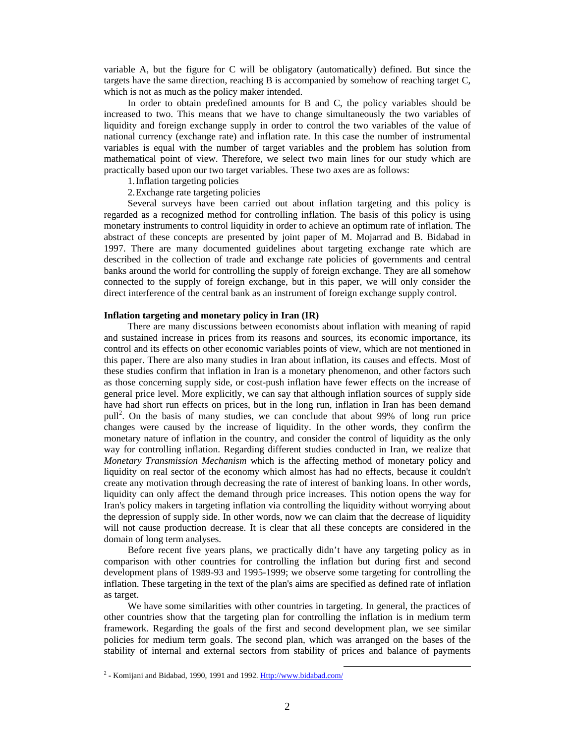variable A, but the figure for C will be obligatory (automatically) defined. But since the targets have the same direction, reaching B is accompanied by somehow of reaching target C, which is not as much as the policy maker intended.

In order to obtain predefined amounts for B and C, the policy variables should be increased to two. This means that we have to change simultaneously the two variables of liquidity and foreign exchange supply in order to control the two variables of the value of national currency (exchange rate) and inflation rate. In this case the number of instrumental variables is equal with the number of target variables and the problem has solution from mathematical point of view. Therefore, we select two main lines for our study which are practically based upon our two target variables. These two axes are as follows:

1. Inflation targeting policies
2. Exchange rate targeting policies

Several surveys have been carried out about inflation targeting and this policy is regarded as a recognized method for controlling inflation. The basis of this policy is using monetary instruments to control liquidity in order to achieve an optimum rate of inflation. The abstract of these concepts are presented by joint paper of M. Mojarrad and B. Bidabad in 1997. There are many documented guidelines about targeting exchange rate which are described in the collection of trade and exchange rate policies of governments and central banks around the world for controlling the supply of foreign exchange. They are all somehow connected to the supply of foreign exchange, but in this paper, we will only consider the direct interference of the central bank as an instrument of foreign exchange supply control.

**Inflation targeting and monetary policy in Iran (IR)**

There are many discussions between economists about inflation with meaning of rapid and sustained increase in prices from its reasons and sources, its economic importance, its control and its effects on other economic variables points of view, which are not mentioned in this paper. There are also many studies in Iran about inflation, its causes and effects. Most of these studies confirm that inflation in Iran is a monetary phenomenon, and other factors such as those concerning supply side, or cost-push inflation have fewer effects on the increase of general price level. More explicitly, we can say that although inflation sources of supply side have had short run effects on prices, but in the long run, inflation in Iran has been demand pull[2]. On the basis of many studies, we can conclude that about 99% of long run price changes were caused by the increase of liquidity. In the other words, they confirm the monetary nature of inflation in the country, and consider the control of liquidity as the only way for controlling inflation. Regarding different studies conducted in Iran, we realize that *Monetary Transmission Mechanism* which is the affecting method of monetary policy and liquidity on real sector of the economy which almost has had no effects, because it couldn't create any motivation through decreasing the rate of interest of banking loans. In other words, liquidity can only affect the demand through price increases. This notion opens the way for Iran's policy makers in targeting inflation via controlling the liquidity without worrying about the depression of supply side. In other words, now we can claim that the decrease of liquidity will not cause production decrease. It is clear that all these concepts are considered in the domain of long term analyses.

Before recent five years plans, we practically didn't have any targeting policy as in comparison with other countries for controlling the inflation but during first and second development plans of 1989-93 and 1995-1999; we observe some targeting for controlling the inflation. These targeting in the text of the plan's aims are specified as defined rate of inflation as target.

We have some similarities with other countries in targeting. In general, the practices of other countries show that the targeting plan for controlling the inflation is in medium term framework. Regarding the goals of the first and second development plan, we see similar policies for medium term goals. The second plan, which was arranged on the bases of the stability of internal and external sectors from stability of prices and balance of payments

[2] - Komijani and Bidabad, 1990, 1991 and 1992. Http://www.bidabad.com/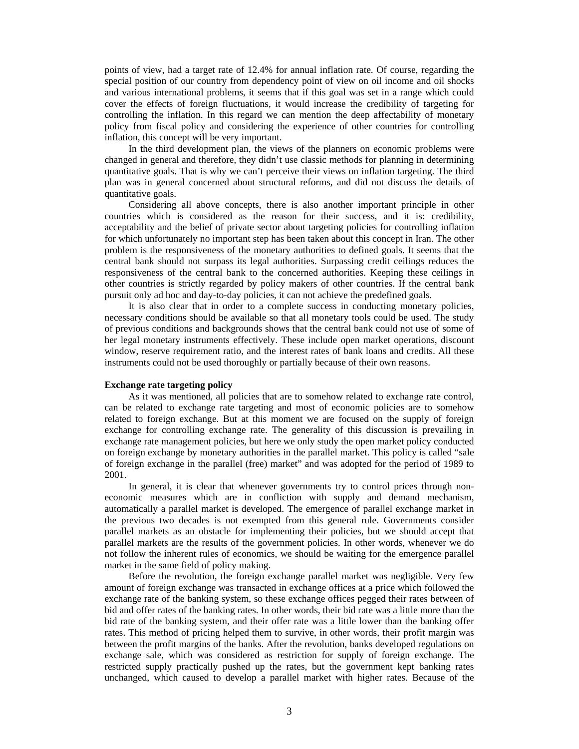points of view, had a target rate of 12.4% for annual inflation rate. Of course, regarding the special position of our country from dependency point of view on oil income and oil shocks and various international problems, it seems that if this goal was set in a range which could cover the effects of foreign fluctuations, it would increase the credibility of targeting for controlling the inflation. In this regard we can mention the deep affectability of monetary policy from fiscal policy and considering the experience of other countries for controlling inflation, this concept will be very important.

In the third development plan, the views of the planners on economic problems were changed in general and therefore, they didn't use classic methods for planning in determining quantitative goals. That is why we can't perceive their views on inflation targeting. The third plan was in general concerned about structural reforms, and did not discuss the details of quantitative goals.

Considering all above concepts, there is also another important principle in other countries which is considered as the reason for their success, and it is: credibility, acceptability and the belief of private sector about targeting policies for controlling inflation for which unfortunately no important step has been taken about this concept in Iran. The other problem is the responsiveness of the monetary authorities to defined goals. It seems that the central bank should not surpass its legal authorities. Surpassing credit ceilings reduces the responsiveness of the central bank to the concerned authorities. Keeping these ceilings in other countries is strictly regarded by policy makers of other countries. If the central bank pursuit only ad hoc and day-to-day policies, it can not achieve the predefined goals.

It is also clear that in order to a complete success in conducting monetary policies, necessary conditions should be available so that all monetary tools could be used. The study of previous conditions and backgrounds shows that the central bank could not use of some of her legal monetary instruments effectively. These include open market operations, discount window, reserve requirement ratio, and the interest rates of bank loans and credits. All these instruments could not be used thoroughly or partially because of their own reasons.

**Exchange rate targeting policy**

As it was mentioned, all policies that are to somehow related to exchange rate control, can be related to exchange rate targeting and most of economic policies are to somehow related to foreign exchange. But at this moment we are focused on the supply of foreign exchange for controlling exchange rate. The generality of this discussion is prevailing in exchange rate management policies, but here we only study the open market policy conducted on foreign exchange by monetary authorities in the parallel market. This policy is called "sale of foreign exchange in the parallel (free) market" and was adopted for the period of 1989 to 2001.

In general, it is clear that whenever governments try to control prices through non-economic measures which are in confliction with supply and demand mechanism, automatically a parallel market is developed. The emergence of parallel exchange market in the previous two decades is not exempted from this general rule. Governments consider parallel markets as an obstacle for implementing their policies, but we should accept that parallel markets are the results of the government policies. In other words, whenever we do not follow the inherent rules of economics, we should be waiting for the emergence parallel market in the same field of policy making.

Before the revolution, the foreign exchange parallel market was negligible. Very few amount of foreign exchange was transacted in exchange offices at a price which followed the exchange rate of the banking system, so these exchange offices pegged their rates between of bid and offer rates of the banking rates. In other words, their bid rate was a little more than the bid rate of the banking system, and their offer rate was a little lower than the banking offer rates. This method of pricing helped them to survive, in other words, their profit margin was between the profit margins of the banks. After the revolution, banks developed regulations on exchange sale, which was considered as restriction for supply of foreign exchange. The restricted supply practically pushed up the rates, but the government kept banking rates unchanged, which caused to develop a parallel market with higher rates. Because of the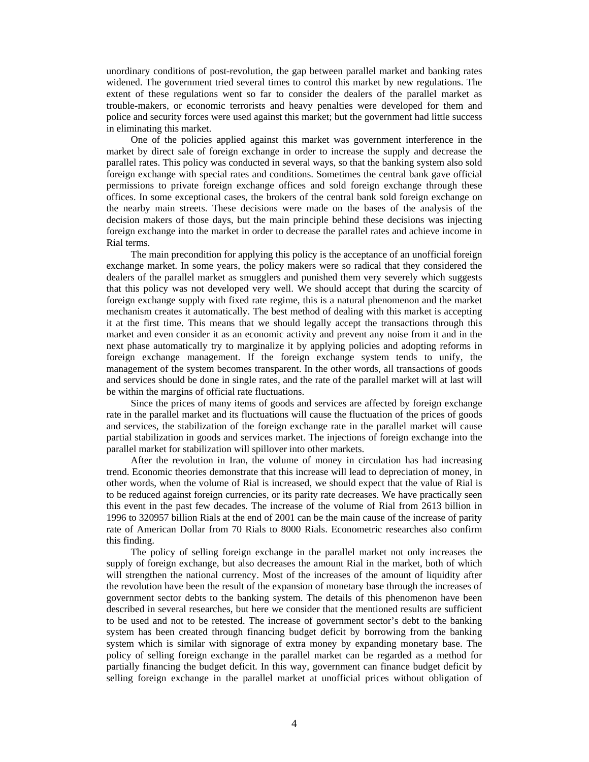unordinary conditions of post-revolution, the gap between parallel market and banking rates widened. The government tried several times to control this market by new regulations. The extent of these regulations went so far to consider the dealers of the parallel market as trouble-makers, or economic terrorists and heavy penalties were developed for them and police and security forces were used against this market; but the government had little success in eliminating this market.

One of the policies applied against this market was government interference in the market by direct sale of foreign exchange in order to increase the supply and decrease the parallel rates. This policy was conducted in several ways, so that the banking system also sold foreign exchange with special rates and conditions. Sometimes the central bank gave official permissions to private foreign exchange offices and sold foreign exchange through these offices. In some exceptional cases, the brokers of the central bank sold foreign exchange on the nearby main streets. These decisions were made on the bases of the analysis of the decision makers of those days, but the main principle behind these decisions was injecting foreign exchange into the market in order to decrease the parallel rates and achieve income in Rial terms.

The main precondition for applying this policy is the acceptance of an unofficial foreign exchange market. In some years, the policy makers were so radical that they considered the dealers of the parallel market as smugglers and punished them very severely which suggests that this policy was not developed very well. We should accept that during the scarcity of foreign exchange supply with fixed rate regime, this is a natural phenomenon and the market mechanism creates it automatically. The best method of dealing with this market is accepting it at the first time. This means that we should legally accept the transactions through this market and even consider it as an economic activity and prevent any noise from it and in the next phase automatically try to marginalize it by applying policies and adopting reforms in foreign exchange management. If the foreign exchange system tends to unify, the management of the system becomes transparent. In the other words, all transactions of goods and services should be done in single rates, and the rate of the parallel market will at last will be within the margins of official rate fluctuations.

Since the prices of many items of goods and services are affected by foreign exchange rate in the parallel market and its fluctuations will cause the fluctuation of the prices of goods and services, the stabilization of the foreign exchange rate in the parallel market will cause partial stabilization in goods and services market. The injections of foreign exchange into the parallel market for stabilization will spillover into other markets.

After the revolution in Iran, the volume of money in circulation has had increasing trend. Economic theories demonstrate that this increase will lead to depreciation of money, in other words, when the volume of Rial is increased, we should expect that the value of Rial is to be reduced against foreign currencies, or its parity rate decreases. We have practically seen this event in the past few decades. The increase of the volume of Rial from 2613 billion in 1996 to 320957 billion Rials at the end of 2001 can be the main cause of the increase of parity rate of American Dollar from 70 Rials to 8000 Rials. Econometric researches also confirm this finding.

The policy of selling foreign exchange in the parallel market not only increases the supply of foreign exchange, but also decreases the amount Rial in the market, both of which will strengthen the national currency. Most of the increases of the amount of liquidity after the revolution have been the result of the expansion of monetary base through the increases of government sector debts to the banking system. The details of this phenomenon have been described in several researches, but here we consider that the mentioned results are sufficient to be used and not to be retested. The increase of government sector's debt to the banking system has been created through financing budget deficit by borrowing from the banking system which is similar with signorage of extra money by expanding monetary base. The policy of selling foreign exchange in the parallel market can be regarded as a method for partially financing the budget deficit. In this way, government can finance budget deficit by selling foreign exchange in the parallel market at unofficial prices without obligation of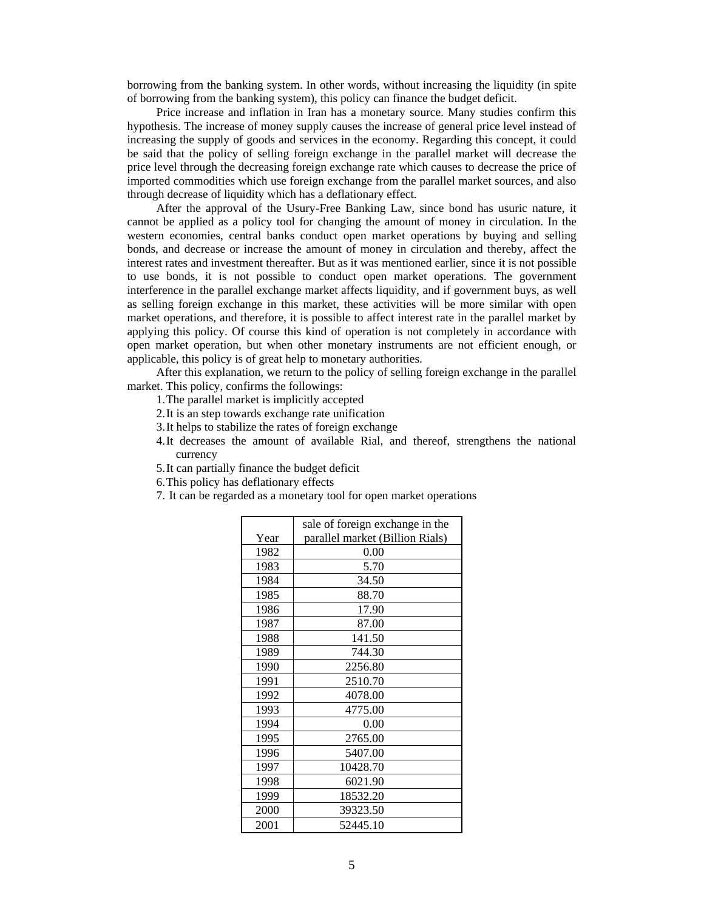borrowing from the banking system. In other words, without increasing the liquidity (in spite of borrowing from the banking system), this policy can finance the budget deficit.

Price increase and inflation in Iran has a monetary source. Many studies confirm this hypothesis. The increase of money supply causes the increase of general price level instead of increasing the supply of goods and services in the economy. Regarding this concept, it could be said that the policy of selling foreign exchange in the parallel market will decrease the price level through the decreasing foreign exchange rate which causes to decrease the price of imported commodities which use foreign exchange from the parallel market sources, and also through decrease of liquidity which has a deflationary effect.

After the approval of the Usury-Free Banking Law, since bond has usuric nature, it cannot be applied as a policy tool for changing the amount of money in circulation. In the western economies, central banks conduct open market operations by buying and selling bonds, and decrease or increase the amount of money in circulation and thereby, affect the interest rates and investment thereafter. But as it was mentioned earlier, since it is not possible to use bonds, it is not possible to conduct open market operations. The government interference in the parallel exchange market affects liquidity, and if government buys, as well as selling foreign exchange in this market, these activities will be more similar with open market operations, and therefore, it is possible to affect interest rate in the parallel market by applying this policy. Of course this kind of operation is not completely in accordance with open market operation, but when other monetary instruments are not efficient enough, or applicable, this policy is of great help to monetary authorities.

After this explanation, we return to the policy of selling foreign exchange in the parallel market. This policy, confirms the followings:

1. The parallel market is implicitly accepted
2. It is an step towards exchange rate unification
3. It helps to stabilize the rates of foreign exchange
4. It decreases the amount of available Rial, and thereof, strengthens the national currency
5. It can partially finance the budget deficit
6. This policy has deflationary effects
7. It can be regarded as a monetary tool for open market operations

| Year | sale of foreign exchange in the parallel market (Billion Rials) |
|---|---|
| 1982 | 0.00 |
| 1983 | 5.70 |
| 1984 | 34.50 |
| 1985 | 88.70 |
| 1986 | 17.90 |
| 1987 | 87.00 |
| 1988 | 141.50 |
| 1989 | 744.30 |
| 1990 | 2256.80 |
| 1991 | 2510.70 |
| 1992 | 4078.00 |
| 1993 | 4775.00 |
| 1994 | 0.00 |
| 1995 | 2765.00 |
| 1996 | 5407.00 |
| 1997 | 10428.70 |
| 1998 | 6021.90 |
| 1999 | 18532.20 |
| 2000 | 39323.50 |
| 2001 | 52445.10 |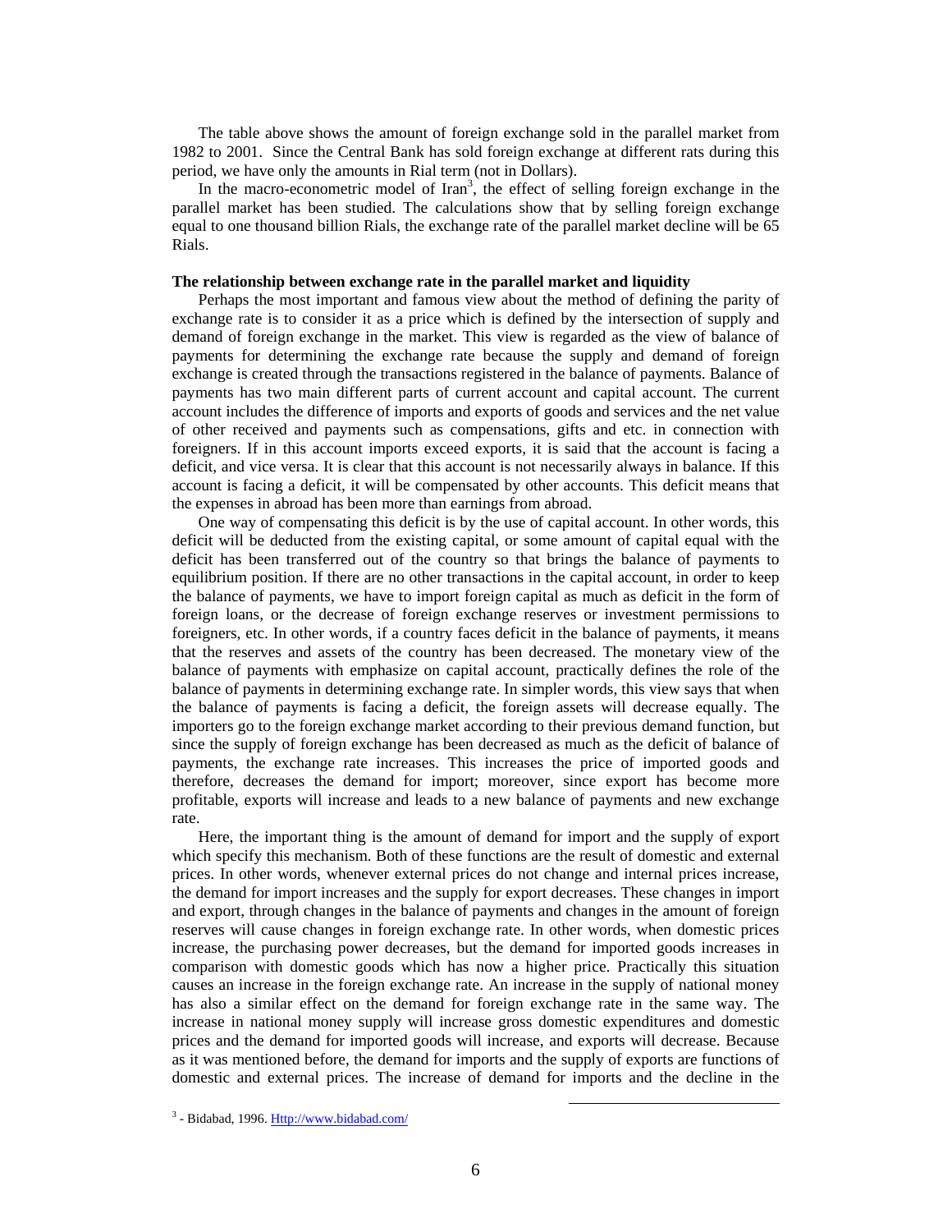The table above shows the amount of foreign exchange sold in the parallel market from 1982 to 2001. Since the Central Bank has sold foreign exchange at different rats during this period, we have only the amounts in Rial term (not in Dollars).

In the macro-econometric model of Iran[3], the effect of selling foreign exchange in the parallel market has been studied. The calculations show that by selling foreign exchange equal to one thousand billion Rials, the exchange rate of the parallel market decline will be 65 Rials.

**The relationship between exchange rate in the parallel market and liquidity**

Perhaps the most important and famous view about the method of defining the parity of exchange rate is to consider it as a price which is defined by the intersection of supply and demand of foreign exchange in the market. This view is regarded as the view of balance of payments for determining the exchange rate because the supply and demand of foreign exchange is created through the transactions registered in the balance of payments. Balance of payments has two main different parts of current account and capital account. The current account includes the difference of imports and exports of goods and services and the net value of other received and payments such as compensations, gifts and etc. in connection with foreigners. If in this account imports exceed exports, it is said that the account is facing a deficit, and vice versa. It is clear that this account is not necessarily always in balance. If this account is facing a deficit, it will be compensated by other accounts. This deficit means that the expenses in abroad has been more than earnings from abroad.

One way of compensating this deficit is by the use of capital account. In other words, this deficit will be deducted from the existing capital, or some amount of capital equal with the deficit has been transferred out of the country so that brings the balance of payments to equilibrium position. If there are no other transactions in the capital account, in order to keep the balance of payments, we have to import foreign capital as much as deficit in the form of foreign loans, or the decrease of foreign exchange reserves or investment permissions to foreigners, etc. In other words, if a country faces deficit in the balance of payments, it means that the reserves and assets of the country has been decreased. The monetary view of the balance of payments with emphasize on capital account, practically defines the role of the balance of payments in determining exchange rate. In simpler words, this view says that when the balance of payments is facing a deficit, the foreign assets will decrease equally. The importers go to the foreign exchange market according to their previous demand function, but since the supply of foreign exchange has been decreased as much as the deficit of balance of payments, the exchange rate increases. This increases the price of imported goods and therefore, decreases the demand for import; moreover, since export has become more profitable, exports will increase and leads to a new balance of payments and new exchange rate.

Here, the important thing is the amount of demand for import and the supply of export which specify this mechanism. Both of these functions are the result of domestic and external prices. In other words, whenever external prices do not change and internal prices increase, the demand for import increases and the supply for export decreases. These changes in import and export, through changes in the balance of payments and changes in the amount of foreign reserves will cause changes in foreign exchange rate. In other words, when domestic prices increase, the purchasing power decreases, but the demand for imported goods increases in comparison with domestic goods which has now a higher price. Practically this situation causes an increase in the foreign exchange rate. An increase in the supply of national money has also a similar effect on the demand for foreign exchange rate in the same way. The increase in national money supply will increase gross domestic expenditures and domestic prices and the demand for imported goods will increase, and exports will decrease. Because as it was mentioned before, the demand for imports and the supply of exports are functions of domestic and external prices. The increase of demand for imports and the decline in the

[3] - Bidabad, 1996. Http://www.bidabad.com/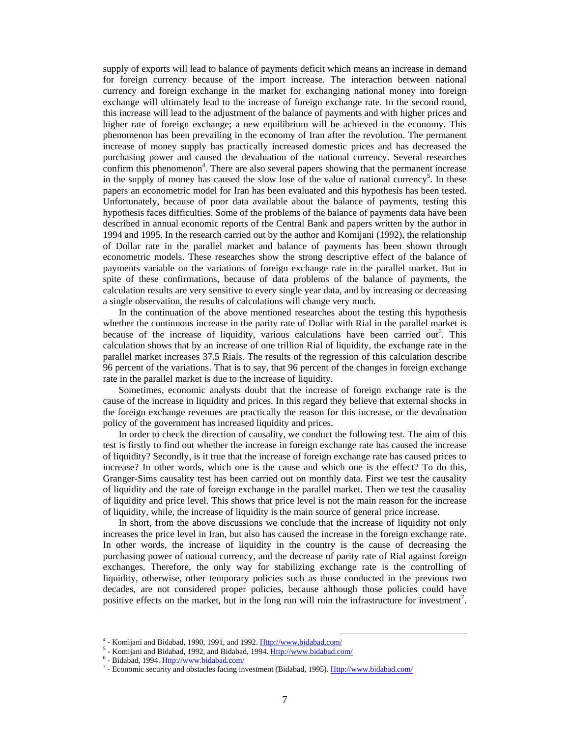supply of exports will lead to balance of payments deficit which means an increase in demand for foreign currency because of the import increase. The interaction between national currency and foreign exchange in the market for exchanging national money into foreign exchange will ultimately lead to the increase of foreign exchange rate. In the second round, this increase will lead to the adjustment of the balance of payments and with higher prices and higher rate of foreign exchange; a new equilibrium will be achieved in the economy. This phenomenon has been prevailing in the economy of Iran after the revolution. The permanent increase of money supply has practically increased domestic prices and has decreased the purchasing power and caused the devaluation of the national currency. Several researches confirm this phenomenon[4]. There are also several papers showing that the permanent increase in the supply of money has caused the slow lose of the value of national currency[5]. In these papers an econometric model for Iran has been evaluated and this hypothesis has been tested. Unfortunately, because of poor data available about the balance of payments, testing this hypothesis faces difficulties. Some of the problems of the balance of payments data have been described in annual economic reports of the Central Bank and papers written by the author in 1994 and 1995. In the research carried out by the author and Komijani (1992), the relationship of Dollar rate in the parallel market and balance of payments has been shown through econometric models. These researches show the strong descriptive effect of the balance of payments variable on the variations of foreign exchange rate in the parallel market. But in spite of these confirmations, because of data problems of the balance of payments, the calculation results are very sensitive to every single year data, and by increasing or decreasing a single observation, the results of calculations will change very much.

In the continuation of the above mentioned researches about the testing this hypothesis whether the continuous increase in the parity rate of Dollar with Rial in the parallel market is because of the increase of liquidity, various calculations have been carried out[6]. This calculation shows that by an increase of one trillion Rial of liquidity, the exchange rate in the parallel market increases 37.5 Rials. The results of the regression of this calculation describe 96 percent of the variations. That is to say, that 96 percent of the changes in foreign exchange rate in the parallel market is due to the increase of liquidity.

Sometimes, economic analysts doubt that the increase of foreign exchange rate is the cause of the increase in liquidity and prices. In this regard they believe that external shocks in the foreign exchange revenues are practically the reason for this increase, or the devaluation policy of the government has increased liquidity and prices.

In order to check the direction of causality, we conduct the following test. The aim of this test is firstly to find out whether the increase in foreign exchange rate has caused the increase of liquidity? Secondly, is it true that the increase of foreign exchange rate has caused prices to increase? In other words, which one is the cause and which one is the effect? To do this, Granger-Sims causality test has been carried out on monthly data. First we test the causality of liquidity and the rate of foreign exchange in the parallel market. Then we test the causality of liquidity and price level. This shows that price level is not the main reason for the increase of liquidity, while, the increase of liquidity is the main source of general price increase.

In short, from the above discussions we conclude that the increase of liquidity not only increases the price level in Iran, but also has caused the increase in the foreign exchange rate. In other words, the increase of liquidity in the country is the cause of decreasing the purchasing power of national currency, and the decrease of parity rate of Rial against foreign exchanges. Therefore, the only way for stabilizing exchange rate is the controlling of liquidity, otherwise, other temporary policies such as those conducted in the previous two decades, are not considered proper policies, because although those policies could have positive effects on the market, but in the long run will ruin the infrastructure for investment[7].

---

[4] - Komijani and Bidabad, 1990, 1991, and 1992. Http://www.bidabad.com/

[5] - Komijani and Bidabad, 1992, and Bidabad, 1994. Http://www.bidabad.com/

[6] - Bidabad, 1994. Http://www.bidabad.com/

[7] - Economic security and obstacles facing investment (Bidabad, 1995). Http://www.bidabad.com/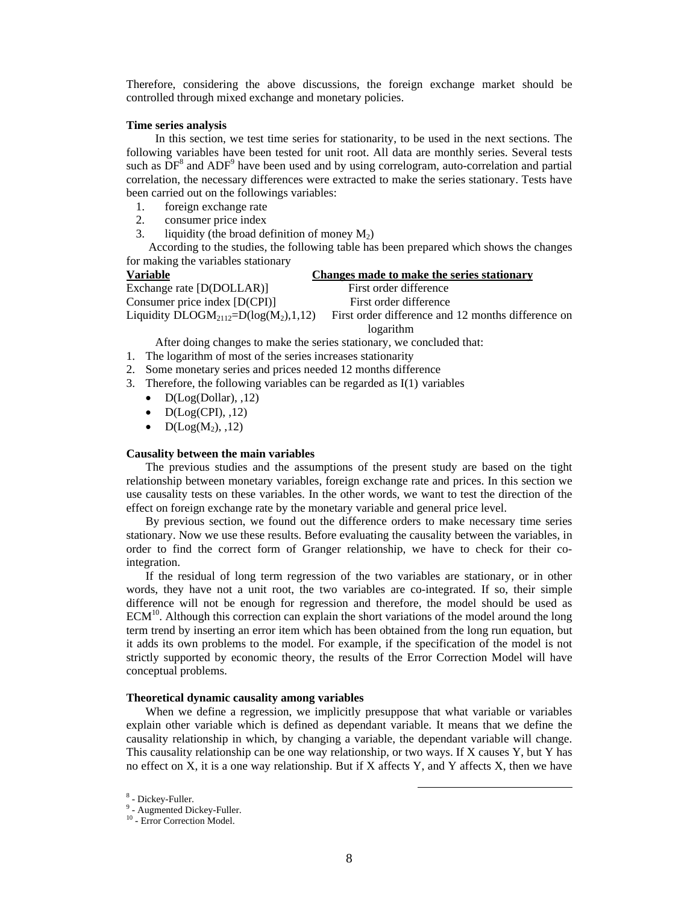Therefore, considering the above discussions, the foreign exchange market should be controlled through mixed exchange and monetary policies.

**Time series analysis**

In this section, we test time series for stationarity, to be used in the next sections. The following variables have been tested for unit root. All data are monthly series. Several tests such as DF[8] and ADF[9] have been used and by using correlogram, auto-correlation and partial correlation, the necessary differences were extracted to make the series stationary. Tests have been carried out on the followings variables:

1. foreign exchange rate
2. consumer price index
3. liquidity (the broad definition of money $M_2$)

According to the studies, the following table has been prepared which shows the changes for making the variables stationary

| Variable | Changes made to make the series stationary |
|---|---|
| Exchange rate [D(DOLLAR)] | First order difference |
| Consumer price index [D(CPI)] | First order difference |
| Liquidity $DLOGM_{2112}$=D(log($M_2$),1,12) | First order difference and 12 months difference on logarithm |

After doing changes to make the series stationary, we concluded that:

1. The logarithm of most of the series increases stationarity
2. Some monetary series and prices needed 12 months difference
3. Therefore, the following variables can be regarded as I(1) variables
   - D(Log(Dollar), ,12)
   - D(Log(CPI), ,12)
   - D(Log($M_2$), ,12)

**Causality between the main variables**

The previous studies and the assumptions of the present study are based on the tight relationship between monetary variables, foreign exchange rate and prices. In this section we use causality tests on these variables. In the other words, we want to test the direction of the effect on foreign exchange rate by the monetary variable and general price level.

By previous section, we found out the difference orders to make necessary time series stationary. Now we use these results. Before evaluating the causality between the variables, in order to find the correct form of Granger relationship, we have to check for their co-integration.

If the residual of long term regression of the two variables are stationary, or in other words, they have not a unit root, the two variables are co-integrated. If so, their simple difference will not be enough for regression and therefore, the model should be used as ECM[10]. Although this correction can explain the short variations of the model around the long term trend by inserting an error item which has been obtained from the long run equation, but it adds its own problems to the model. For example, if the specification of the model is not strictly supported by economic theory, the results of the Error Correction Model will have conceptual problems.

**Theoretical dynamic causality among variables**

When we define a regression, we implicitly presuppose that what variable or variables explain other variable which is defined as dependant variable. It means that we define the causality relationship in which, by changing a variable, the dependant variable will change. This causality relationship can be one way relationship, or two ways. If X causes Y, but Y has no effect on X, it is a one way relationship. But if X affects Y, and Y affects X, then we have

[8] - Dickey-Fuller.

[9] - Augmented Dickey-Fuller.

[10] - Error Correction Model.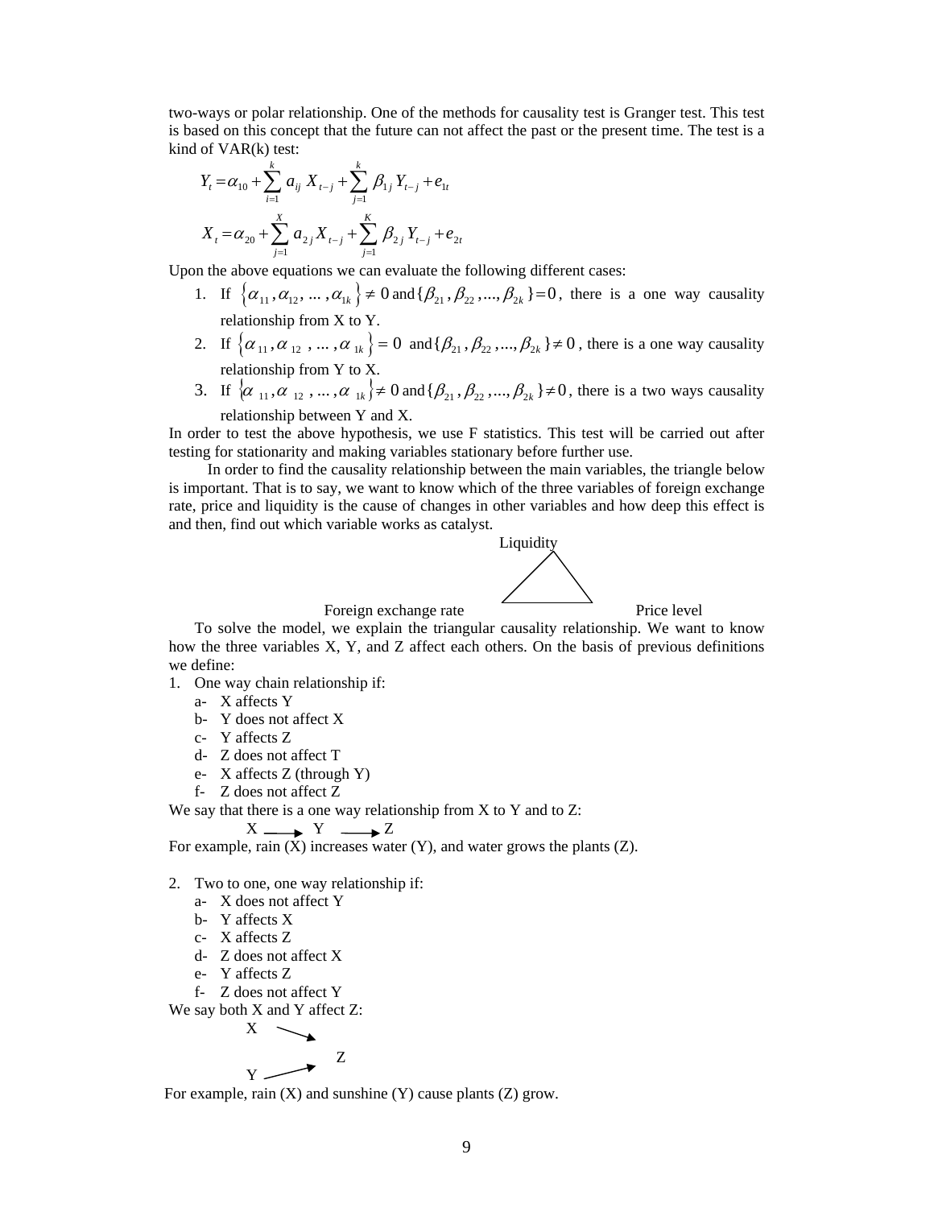two-ways or polar relationship. One of the methods for causality test is Granger test. This test is based on this concept that the future can not affect the past or the present time. The test is a kind of VAR(k) test:

$$Y_t = \alpha_{10} + \sum_{i=1}^{k} a_{ij} X_{t-j} + \sum_{j=1}^{k} \beta_{1j} Y_{t-j} + e_{1t}$$

$$X_t = \alpha_{20} + \sum_{j=1}^{X} a_{2j} X_{t-j} + \sum_{j=1}^{K} \beta_{2j} Y_{t-j} + e_{2t}$$

Upon the above equations we can evaluate the following different cases:

1. If $\{\alpha_{11}, \alpha_{12}, \ldots, \alpha_{1k}\} \neq 0$ and $\{\beta_{21}, \beta_{22}, \ldots, \beta_{2k}\} = 0$, there is a one way causality relationship from X to Y.
2. If $\{\alpha_{11}, \alpha_{12}, \ldots, \alpha_{1k}\} = 0$ and $\{\beta_{21}, \beta_{22}, \ldots, \beta_{2k}\} \neq 0$, there is a one way causality relationship from Y to X.
3. If $\{\alpha_{11}, \alpha_{12}, \ldots, \alpha_{1k}\} \neq 0$ and $\{\beta_{21}, \beta_{22}, \ldots, \beta_{2k}\} \neq 0$, there is a two ways causality relationship between Y and X.

In order to test the above hypothesis, we use F statistics. This test will be carried out after testing for stationarity and making variables stationary before further use.

In order to find the causality relationship between the main variables, the triangle below is important. That is to say, we want to know which of the three variables of foreign exchange rate, price and liquidity is the cause of changes in other variables and how deep this effect is and then, find out which variable works as catalyst.

Liquidity

Foreign exchange rate Price level

To solve the model, we explain the triangular causality relationship. We want to know how the three variables X, Y, and Z affect each others. On the basis of previous definitions we define:

1. One way chain relationship if:
   a- X affects Y
   b- Y does not affect X
   c- Y affects Z
   d- Z does not affect T
   e- X affects Z (through Y)
   f- Z does not affect Z

We say that there is a one way relationship from X to Y and to Z:

X → Y → Z

For example, rain (X) increases water (Y), and water grows the plants (Z).

2. Two to one, one way relationship if:
   a- X does not affect Y
   b- Y affects X
   c- X affects Z
   d- Z does not affect X
   e- Y affects Z
   f- Z does not affect Y

We say both X and Y affect Z:

X → Z

Y → Z

For example, rain (X) and sunshine (Y) cause plants (Z) grow.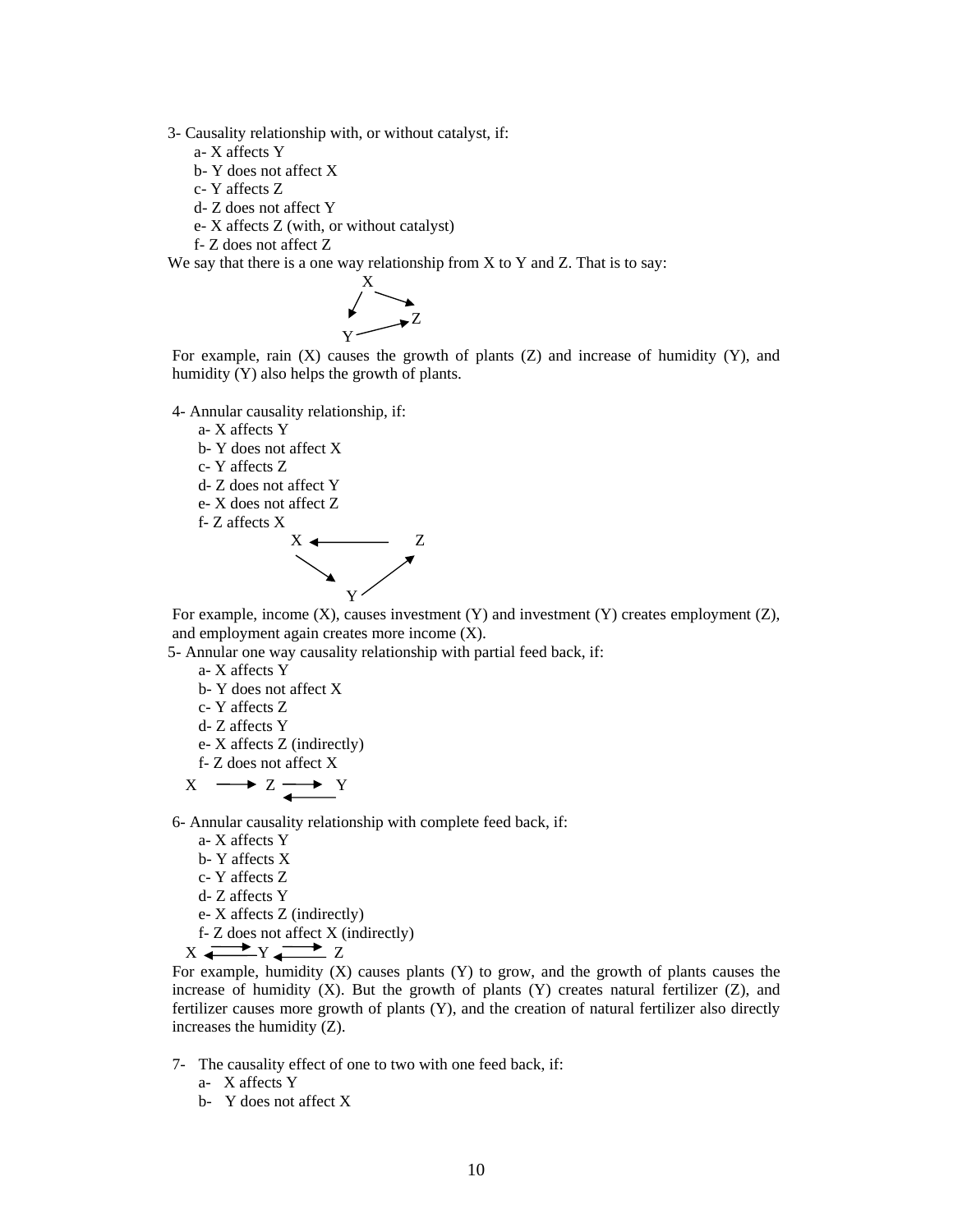3- Causality relationship with, or without catalyst, if:

a- X affects Y
b- Y does not affect X
c- Y affects Z
d- Z does not affect Y
e- X affects Z (with, or without catalyst)
f- Z does not affect Z

We say that there is a one way relationship from X to Y and Z. That is to say:

```
        X
      ↙   ↘
            Z
    Y ↗
```

For example, rain (X) causes the growth of plants (Z) and increase of humidity (Y), and humidity (Y) also helps the growth of plants.

4- Annular causality relationship, if:

a- X affects Y
b- Y does not affect X
c- Y affects Z
d- Z does not affect Y
e- X does not affect Z
f- Z affects X

```
X ←———— Z
  ↘    ↗
    Y
```

For example, income (X), causes investment (Y) and investment (Y) creates employment (Z), and employment again creates more income (X).

5- Annular one way causality relationship with partial feed back, if:

a- X affects Y
b- Y does not affect X
c- Y affects Z
d- Z affects Y
e- X affects Z (indirectly)
f- Z does not affect X

```
X ——→ Z ⇄ Y
```

6- Annular causality relationship with complete feed back, if:

a- X affects Y
b- Y affects X
c- Y affects Z
d- Z affects Y
e- X affects Z (indirectly)
f- Z does not affect X (indirectly)

```
X ⇄ Y ⇄ Z
```

For example, humidity (X) causes plants (Y) to grow, and the growth of plants causes the increase of humidity (X). But the growth of plants (Y) creates natural fertilizer (Z), and fertilizer causes more growth of plants (Y), and the creation of natural fertilizer also directly increases the humidity (Z).

7- The causality effect of one to two with one feed back, if:

a- X affects Y
b- Y does not affect X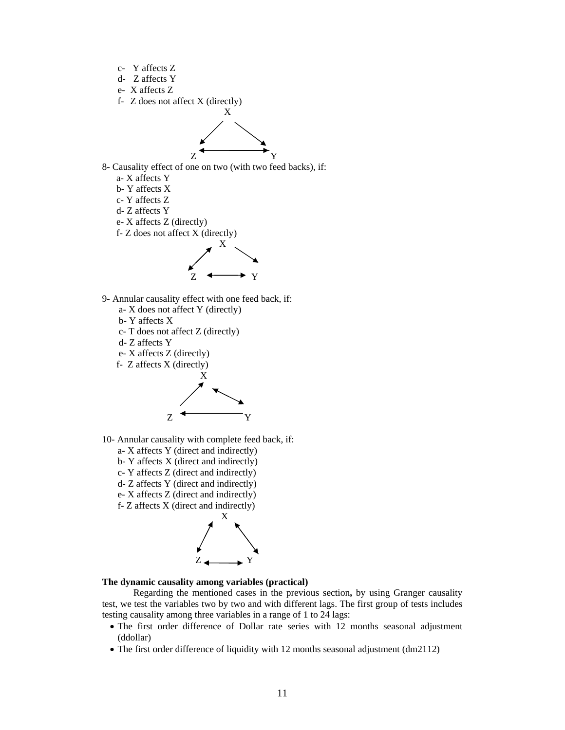c- Y affects Z
d- Z affects Y
e- X affects Z
f- Z does not affect X (directly)

8- Causality effect of one on two (with two feed backs), if:
a- X affects Y
b- Y affects X
c- Y affects Z
d- Z affects Y
e- X affects Z (directly)
f- Z does not affect X (directly)

9- Annular causality effect with one feed back, if:
a- X does not affect Y (directly)
b- Y affects X
c- T does not affect Z (directly)
d- Z affects Y
e- X affects Z (directly)
f- Z affects X (directly)

10- Annular causality with complete feed back, if:
a- X affects Y (direct and indirectly)
b- Y affects X (direct and indirectly)
c- Y affects Z (direct and indirectly)
d- Z affects Y (direct and indirectly)
e- X affects Z (direct and indirectly)
f- Z affects X (direct and indirectly)

**The dynamic causality among variables (practical)**

Regarding the mentioned cases in the previous section**,** by using Granger causality test, we test the variables two by two and with different lags. The first group of tests includes testing causality among three variables in a range of 1 to 24 lags:

- The first order difference of Dollar rate series with 12 months seasonal adjustment (ddollar)
- The first order difference of liquidity with 12 months seasonal adjustment (dm2112)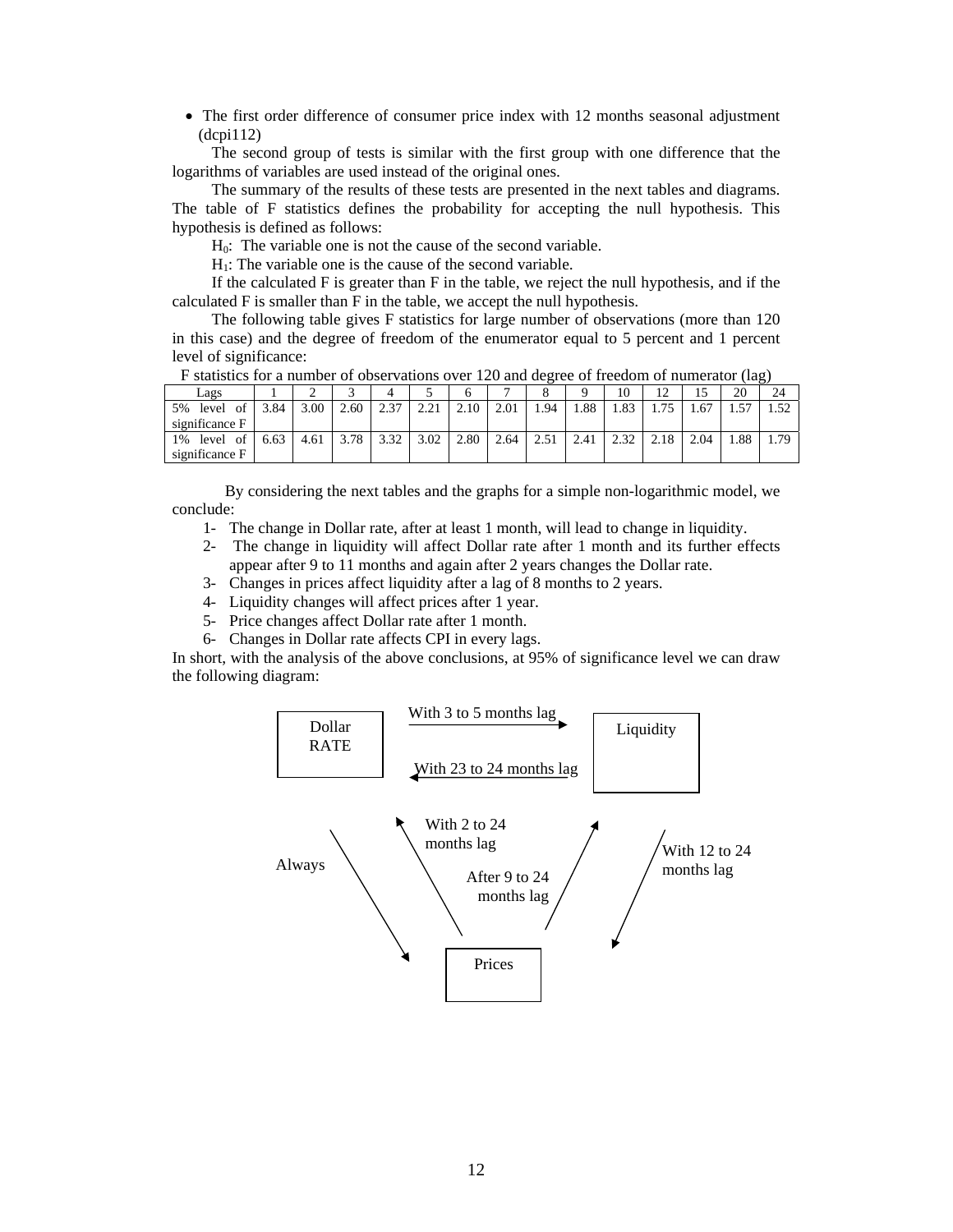- The first order difference of consumer price index with 12 months seasonal adjustment (dcpi112)

The second group of tests is similar with the first group with one difference that the logarithms of variables are used instead of the original ones.

The summary of the results of these tests are presented in the next tables and diagrams. The table of F statistics defines the probability for accepting the null hypothesis. This hypothesis is defined as follows:

$H_0$: The variable one is not the cause of the second variable.

$H_1$: The variable one is the cause of the second variable.

If the calculated F is greater than F in the table, we reject the null hypothesis, and if the calculated F is smaller than F in the table, we accept the null hypothesis.

The following table gives F statistics for large number of observations (more than 120 in this case) and the degree of freedom of the enumerator equal to 5 percent and 1 percent level of significance:

F statistics for a number of observations over 120 and degree of freedom of numerator (lag)

| Lags | 1 | 2 | 3 | 4 | 5 | 6 | 7 | 8 | 9 | 10 | 12 | 15 | 20 | 24 |
|---|---|---|---|---|---|---|---|---|---|---|---|---|---|---|
| 5% level of significance F | 3.84 | 3.00 | 2.60 | 2.37 | 2.21 | 2.10 | 2.01 | 1.94 | 1.88 | 1.83 | 1.75 | 1.67 | 1.57 | 1.52 |
| 1% level of significance F | 6.63 | 4.61 | 3.78 | 3.32 | 3.02 | 2.80 | 2.64 | 2.51 | 2.41 | 2.32 | 2.18 | 2.04 | 1.88 | 1.79 |

By considering the next tables and the graphs for a simple non-logarithmic model, we conclude:

1- The change in Dollar rate, after at least 1 month, will lead to change in liquidity.
2- The change in liquidity will affect Dollar rate after 1 month and its further effects appear after 9 to 11 months and again after 2 years changes the Dollar rate.
3- Changes in prices affect liquidity after a lag of 8 months to 2 years.
4- Liquidity changes will affect prices after 1 year.
5- Price changes affect Dollar rate after 1 month.
6- Changes in Dollar rate affects CPI in every lags.

In short, with the analysis of the above conclusions, at 95% of significance level we can draw the following diagram:

Dollar RATE → Liquidity: With 3 to 5 months lag

Liquidity → Dollar RATE: With 23 to 24 months lag

Dollar RATE → Prices: Always

Prices → Dollar RATE: With 2 to 24 months lag

Prices → Liquidity: After 9 to 24 months lag

Liquidity → Prices: With 12 to 24 months lag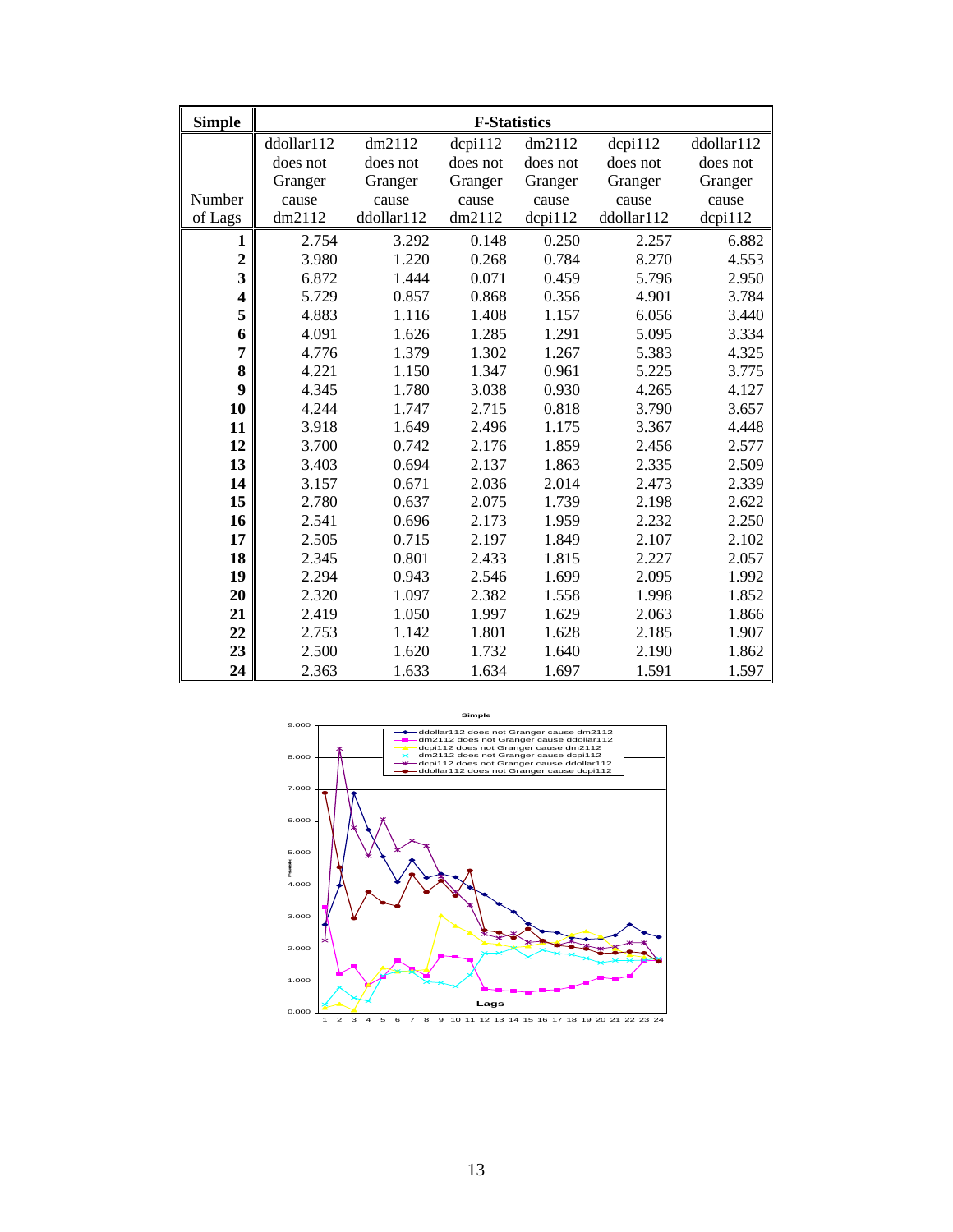| Simple | F-Statistics | | | | | |
|---|---|---|---|---|---|---|
| Number of Lags | ddollar112 does not Granger cause dm2112 | dm2112 does not Granger cause ddollar112 | dcpi112 does not Granger cause dm2112 | dm2112 does not Granger cause dcpi112 | dcpi112 does not Granger cause ddollar112 | ddollar112 does not Granger cause dcpi112 |
| **1** | 2.754 | 3.292 | 0.148 | 0.250 | 2.257 | 6.882 |
| **2** | 3.980 | 1.220 | 0.268 | 0.784 | 8.270 | 4.553 |
| **3** | 6.872 | 1.444 | 0.071 | 0.459 | 5.796 | 2.950 |
| **4** | 5.729 | 0.857 | 0.868 | 0.356 | 4.901 | 3.784 |
| **5** | 4.883 | 1.116 | 1.408 | 1.157 | 6.056 | 3.440 |
| **6** | 4.091 | 1.626 | 1.285 | 1.291 | 5.095 | 3.334 |
| **7** | 4.776 | 1.379 | 1.302 | 1.267 | 5.383 | 4.325 |
| **8** | 4.221 | 1.150 | 1.347 | 0.961 | 5.225 | 3.775 |
| **9** | 4.345 | 1.780 | 3.038 | 0.930 | 4.265 | 4.127 |
| **10** | 4.244 | 1.747 | 2.715 | 0.818 | 3.790 | 3.657 |
| **11** | 3.918 | 1.649 | 2.496 | 1.175 | 3.367 | 4.448 |
| **12** | 3.700 | 0.742 | 2.176 | 1.859 | 2.456 | 2.577 |
| **13** | 3.403 | 0.694 | 2.137 | 1.863 | 2.335 | 2.509 |
| **14** | 3.157 | 0.671 | 2.036 | 2.014 | 2.473 | 2.339 |
| **15** | 2.780 | 0.637 | 2.075 | 1.739 | 2.198 | 2.622 |
| **16** | 2.541 | 0.696 | 2.173 | 1.959 | 2.232 | 2.250 |
| **17** | 2.505 | 0.715 | 2.197 | 1.849 | 2.107 | 2.102 |
| **18** | 2.345 | 0.801 | 2.433 | 1.815 | 2.227 | 2.057 |
| **19** | 2.294 | 0.943 | 2.546 | 1.699 | 2.095 | 1.992 |
| **20** | 2.320 | 1.097 | 2.382 | 1.558 | 1.998 | 1.852 |
| **21** | 2.419 | 1.050 | 1.997 | 1.629 | 2.063 | 1.866 |
| **22** | 2.753 | 1.142 | 1.801 | 1.628 | 2.185 | 1.907 |
| **23** | 2.500 | 1.620 | 1.732 | 1.640 | 2.190 | 1.862 |
| **24** | 2.363 | 1.633 | 1.634 | 1.697 | 1.591 | 1.597 |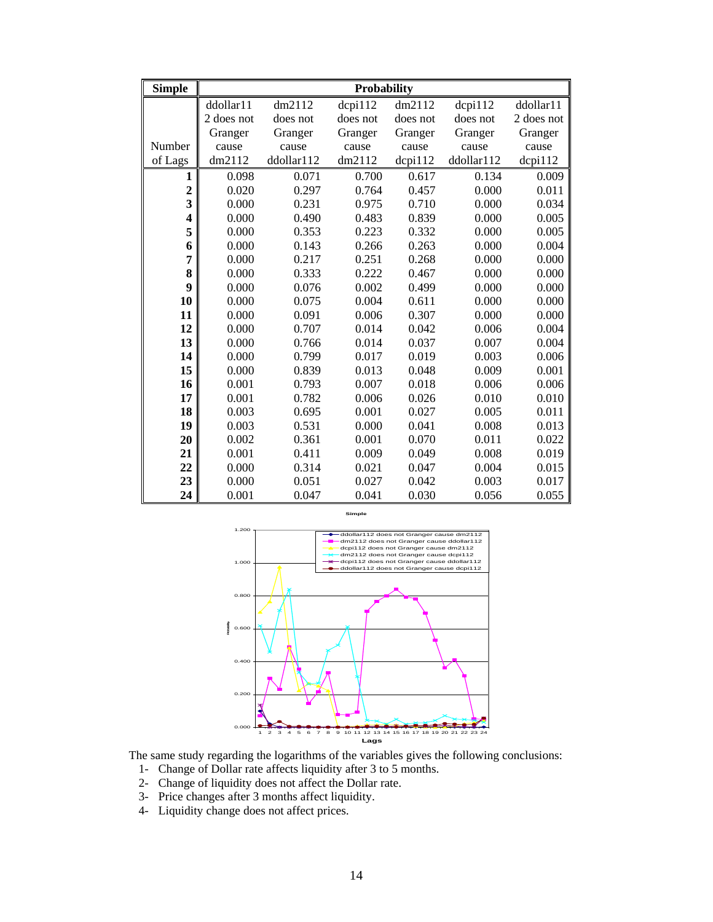| Simple | Probability | | | | | |
|---|---|---|---|---|---|---|
| Number of Lags | ddollar112 does not Granger cause dm2112 | dm2112 does not Granger cause ddollar112 | dcpi112 does not Granger cause dm2112 | dm2112 does not Granger cause dcpi112 | dcpi112 does not Granger cause ddollar112 | ddollar112 does not Granger cause dcpi112 |
| **1** | 0.098 | 0.071 | 0.700 | 0.617 | 0.134 | 0.009 |
| **2** | 0.020 | 0.297 | 0.764 | 0.457 | 0.000 | 0.011 |
| **3** | 0.000 | 0.231 | 0.975 | 0.710 | 0.000 | 0.034 |
| **4** | 0.000 | 0.490 | 0.483 | 0.839 | 0.000 | 0.005 |
| **5** | 0.000 | 0.353 | 0.223 | 0.332 | 0.000 | 0.005 |
| **6** | 0.000 | 0.143 | 0.266 | 0.263 | 0.000 | 0.004 |
| **7** | 0.000 | 0.217 | 0.251 | 0.268 | 0.000 | 0.000 |
| **8** | 0.000 | 0.333 | 0.222 | 0.467 | 0.000 | 0.000 |
| **9** | 0.000 | 0.076 | 0.002 | 0.499 | 0.000 | 0.000 |
| **10** | 0.000 | 0.075 | 0.004 | 0.611 | 0.000 | 0.000 |
| **11** | 0.000 | 0.091 | 0.006 | 0.307 | 0.000 | 0.000 |
| **12** | 0.000 | 0.707 | 0.014 | 0.042 | 0.006 | 0.004 |
| **13** | 0.000 | 0.766 | 0.014 | 0.037 | 0.007 | 0.004 |
| **14** | 0.000 | 0.799 | 0.017 | 0.019 | 0.003 | 0.006 |
| **15** | 0.000 | 0.839 | 0.013 | 0.048 | 0.009 | 0.001 |
| **16** | 0.001 | 0.793 | 0.007 | 0.018 | 0.006 | 0.006 |
| **17** | 0.001 | 0.782 | 0.006 | 0.026 | 0.010 | 0.010 |
| **18** | 0.003 | 0.695 | 0.001 | 0.027 | 0.005 | 0.011 |
| **19** | 0.003 | 0.531 | 0.000 | 0.041 | 0.008 | 0.013 |
| **20** | 0.002 | 0.361 | 0.001 | 0.070 | 0.011 | 0.022 |
| **21** | 0.001 | 0.411 | 0.009 | 0.049 | 0.008 | 0.019 |
| **22** | 0.000 | 0.314 | 0.021 | 0.047 | 0.004 | 0.015 |
| **23** | 0.000 | 0.051 | 0.027 | 0.042 | 0.003 | 0.017 |
| **24** | 0.001 | 0.047 | 0.041 | 0.030 | 0.056 | 0.055 |

The same study regarding the logarithms of the variables gives the following conclusions:

1- Change of Dollar rate affects liquidity after 3 to 5 months.
2- Change of liquidity does not affect the Dollar rate.
3- Price changes after 3 months affect liquidity.
4- Liquidity change does not affect prices.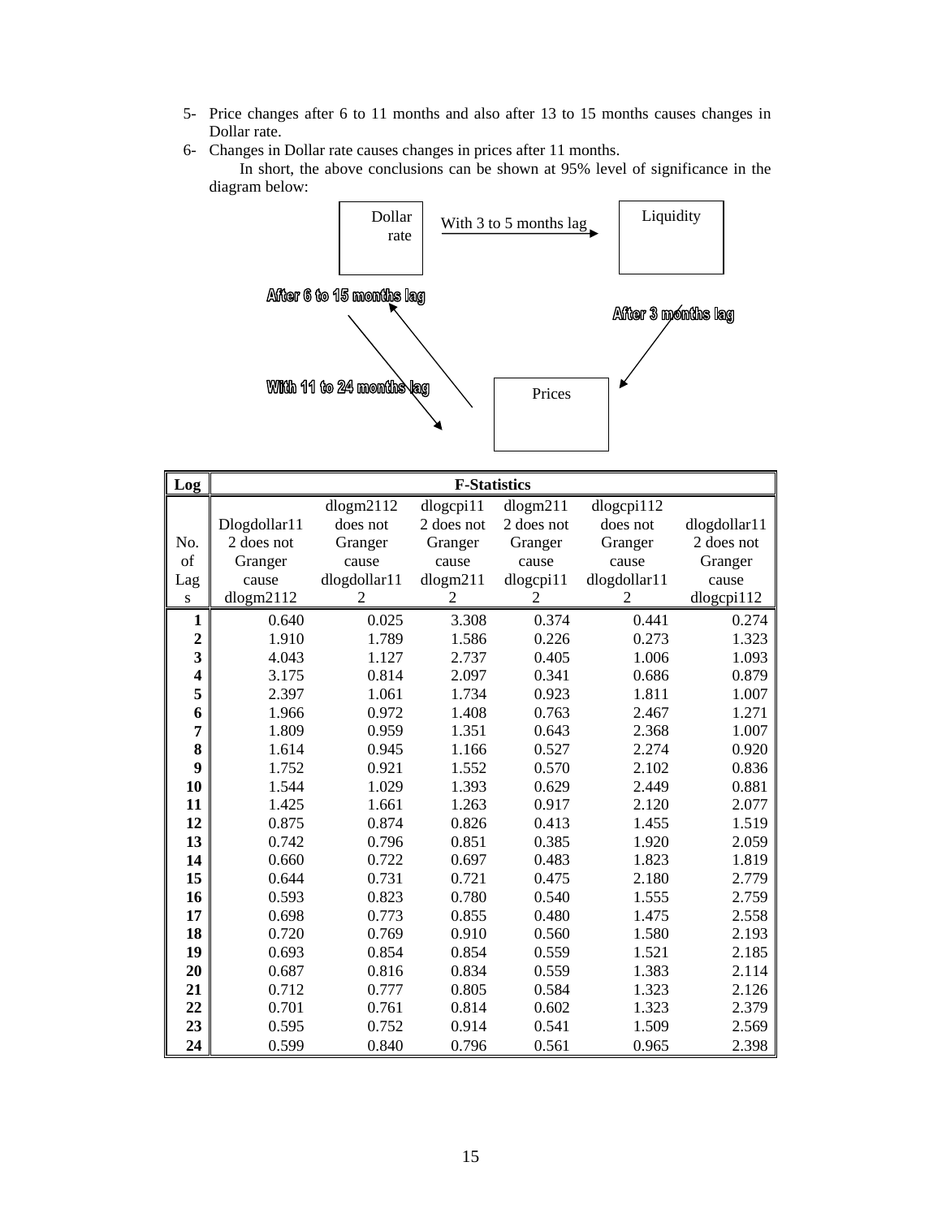5- Price changes after 6 to 11 months and also after 13 to 15 months causes changes in Dollar rate.

6- Changes in Dollar rate causes changes in prices after 11 months.

In short, the above conclusions can be shown at 95% level of significance in the diagram below:

Dollar rate — With 3 to 5 months lag → Liquidity

After 6 to 15 months lag

After 3 months lag

With 11 to 24 months lag

Prices

| Log No. of Lags | Dlogdollar112 does not Granger cause dlogm2112 | dlogm2112 does not Granger cause dlogdollar112 | dlogcpi112 does not Granger cause dlogm2112 | dlogm2112 does not Granger cause dlogcpi112 | dlogcpi112 does not Granger cause dlogdollar112 | dlogdollar112 does not Granger cause dlogcpi112 |
|---|---|---|---|---|---|---|
| | **F-Statistics** | | | | | |
| **1** | 0.640 | 0.025 | 3.308 | 0.374 | 0.441 | 0.274 |
| **2** | 1.910 | 1.789 | 1.586 | 0.226 | 0.273 | 1.323 |
| **3** | 4.043 | 1.127 | 2.737 | 0.405 | 1.006 | 1.093 |
| **4** | 3.175 | 0.814 | 2.097 | 0.341 | 0.686 | 0.879 |
| **5** | 2.397 | 1.061 | 1.734 | 0.923 | 1.811 | 1.007 |
| **6** | 1.966 | 0.972 | 1.408 | 0.763 | 2.467 | 1.271 |
| **7** | 1.809 | 0.959 | 1.351 | 0.643 | 2.368 | 1.007 |
| **8** | 1.614 | 0.945 | 1.166 | 0.527 | 2.274 | 0.920 |
| **9** | 1.752 | 0.921 | 1.552 | 0.570 | 2.102 | 0.836 |
| **10** | 1.544 | 1.029 | 1.393 | 0.629 | 2.449 | 0.881 |
| **11** | 1.425 | 1.661 | 1.263 | 0.917 | 2.120 | 2.077 |
| **12** | 0.875 | 0.874 | 0.826 | 0.413 | 1.455 | 1.519 |
| **13** | 0.742 | 0.796 | 0.851 | 0.385 | 1.920 | 2.059 |
| **14** | 0.660 | 0.722 | 0.697 | 0.483 | 1.823 | 1.819 |
| **15** | 0.644 | 0.731 | 0.721 | 0.475 | 2.180 | 2.779 |
| **16** | 0.593 | 0.823 | 0.780 | 0.540 | 1.555 | 2.759 |
| **17** | 0.698 | 0.773 | 0.855 | 0.480 | 1.475 | 2.558 |
| **18** | 0.720 | 0.769 | 0.910 | 0.560 | 1.580 | 2.193 |
| **19** | 0.693 | 0.854 | 0.854 | 0.559 | 1.521 | 2.185 |
| **20** | 0.687 | 0.816 | 0.834 | 0.559 | 1.383 | 2.114 |
| **21** | 0.712 | 0.777 | 0.805 | 0.584 | 1.323 | 2.126 |
| **22** | 0.701 | 0.761 | 0.814 | 0.602 | 1.323 | 2.379 |
| **23** | 0.595 | 0.752 | 0.914 | 0.541 | 1.509 | 2.569 |
| **24** | 0.599 | 0.840 | 0.796 | 0.561 | 0.965 | 2.398 |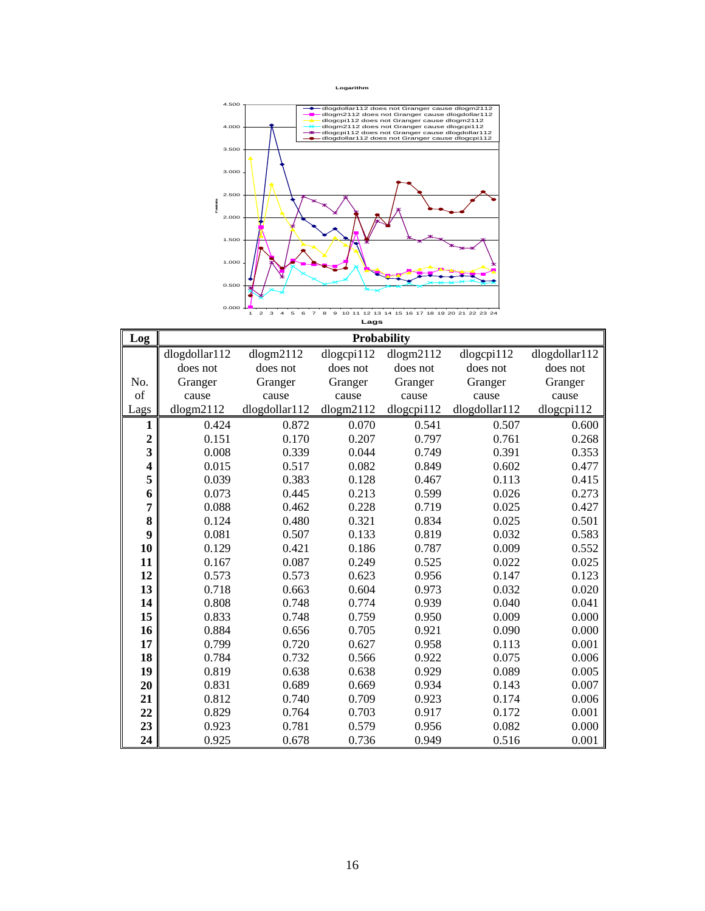**Logarithm**

Legend:
- dlogdollar112 does not Granger cause dlogm2112
- dlogm2112 does not Granger cause dlogdollar112
- dlogcpi112 does not Granger cause dlogm2112
- dlogm2112 does not Granger cause dlogcpi112
- dlogcpi112 does not Granger cause dlogdollar112
- dlogdollar112 does not Granger cause dlogcpi112

Lags

| Log | Probability | | | | | |
|---|---|---|---|---|---|---|
| No. of Lags | dlogdollar112 does not Granger cause dlogm2112 | dlogm2112 does not Granger cause dlogdollar112 | dlogcpi112 does not Granger cause dlogm2112 | dlogm2112 does not Granger cause dlogcpi112 | dlogcpi112 does not Granger cause dlogdollar112 | dlogdollar112 does not Granger cause dlogcpi112 |
| **1** | 0.424 | 0.872 | 0.070 | 0.541 | 0.507 | 0.600 |
| **2** | 0.151 | 0.170 | 0.207 | 0.797 | 0.761 | 0.268 |
| **3** | 0.008 | 0.339 | 0.044 | 0.749 | 0.391 | 0.353 |
| **4** | 0.015 | 0.517 | 0.082 | 0.849 | 0.602 | 0.477 |
| **5** | 0.039 | 0.383 | 0.128 | 0.467 | 0.113 | 0.415 |
| **6** | 0.073 | 0.445 | 0.213 | 0.599 | 0.026 | 0.273 |
| **7** | 0.088 | 0.462 | 0.228 | 0.719 | 0.025 | 0.427 |
| **8** | 0.124 | 0.480 | 0.321 | 0.834 | 0.025 | 0.501 |
| **9** | 0.081 | 0.507 | 0.133 | 0.819 | 0.032 | 0.583 |
| **10** | 0.129 | 0.421 | 0.186 | 0.787 | 0.009 | 0.552 |
| **11** | 0.167 | 0.087 | 0.249 | 0.525 | 0.022 | 0.025 |
| **12** | 0.573 | 0.573 | 0.623 | 0.956 | 0.147 | 0.123 |
| **13** | 0.718 | 0.663 | 0.604 | 0.973 | 0.032 | 0.020 |
| **14** | 0.808 | 0.748 | 0.774 | 0.939 | 0.040 | 0.041 |
| **15** | 0.833 | 0.748 | 0.759 | 0.950 | 0.009 | 0.000 |
| **16** | 0.884 | 0.656 | 0.705 | 0.921 | 0.090 | 0.000 |
| **17** | 0.799 | 0.720 | 0.627 | 0.958 | 0.113 | 0.001 |
| **18** | 0.784 | 0.732 | 0.566 | 0.922 | 0.075 | 0.006 |
| **19** | 0.819 | 0.638 | 0.638 | 0.929 | 0.089 | 0.005 |
| **20** | 0.831 | 0.689 | 0.669 | 0.934 | 0.143 | 0.007 |
| **21** | 0.812 | 0.740 | 0.709 | 0.923 | 0.174 | 0.006 |
| **22** | 0.829 | 0.764 | 0.703 | 0.917 | 0.172 | 0.001 |
| **23** | 0.923 | 0.781 | 0.579 | 0.956 | 0.082 | 0.000 |
| **24** | 0.925 | 0.678 | 0.736 | 0.949 | 0.516 | 0.001 |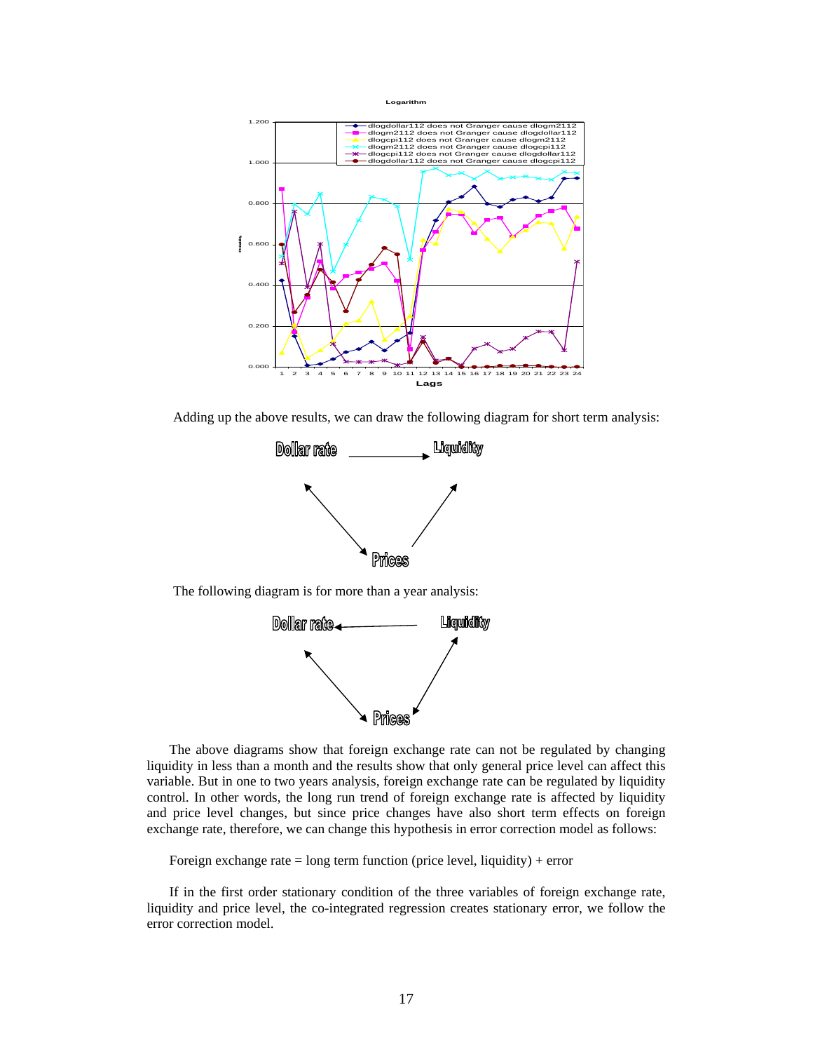Adding up the above results, we can draw the following diagram for short term analysis:

The following diagram is for more than a year analysis:

The above diagrams show that foreign exchange rate can not be regulated by changing liquidity in less than a month and the results show that only general price level can affect this variable. But in one to two years analysis, foreign exchange rate can be regulated by liquidity control. In other words, the long run trend of foreign exchange rate is affected by liquidity and price level changes, but since price changes have also short term effects on foreign exchange rate, therefore, we can change this hypothesis in error correction model as follows:

Foreign exchange rate = long term function (price level, liquidity) + error

If in the first order stationary condition of the three variables of foreign exchange rate, liquidity and price level, the co-integrated regression creates stationary error, we follow the error correction model.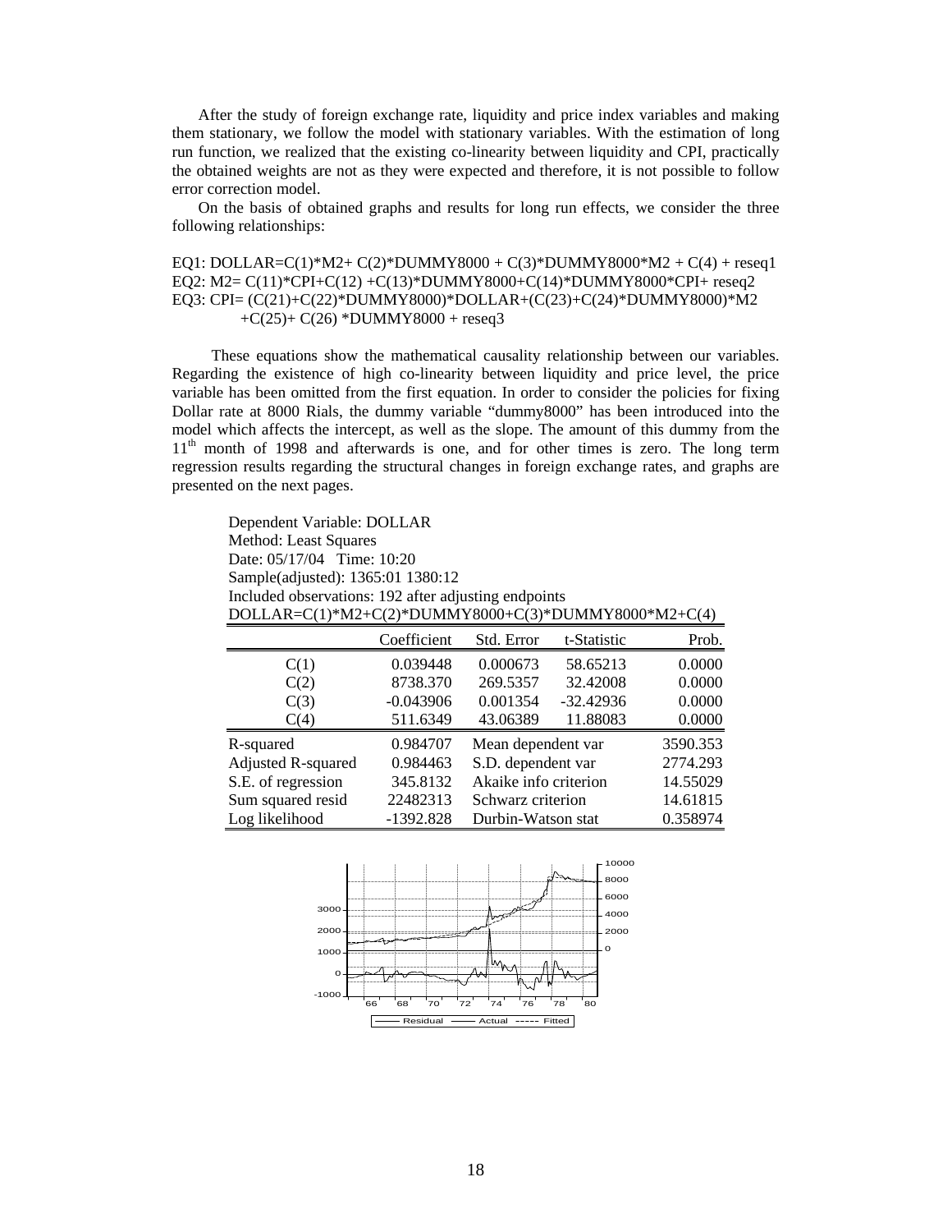After the study of foreign exchange rate, liquidity and price index variables and making them stationary, we follow the model with stationary variables. With the estimation of long run function, we realized that the existing co-linearity between liquidity and CPI, practically the obtained weights are not as they were expected and therefore, it is not possible to follow error correction model.

On the basis of obtained graphs and results for long run effects, we consider the three following relationships:

EQ1: DOLLAR=C(1)*M2+ C(2)*DUMMY8000 + C(3)*DUMMY8000*M2 + C(4) + reseq1
EQ2: M2= C(11)*CPI+C(12) +C(13)*DUMMY8000+C(14)*DUMMY8000*CPI+ reseq2
EQ3: CPI= (C(21)+C(22)*DUMMY8000)*DOLLAR+(C(23)+C(24)*DUMMY8000)*M2 +C(25)+ C(26) *DUMMY8000 + reseq3

These equations show the mathematical causality relationship between our variables. Regarding the existence of high co-linearity between liquidity and price level, the price variable has been omitted from the first equation. In order to consider the policies for fixing Dollar rate at 8000 Rials, the dummy variable "dummy8000" has been introduced into the model which affects the intercept, as well as the slope. The amount of this dummy from the 11th month of 1998 and afterwards is one, and for other times is zero. The long term regression results regarding the structural changes in foreign exchange rates, and graphs are presented on the next pages.

Dependent Variable: DOLLAR
Method: Least Squares
Date: 05/17/04 Time: 10:20
Sample(adjusted): 1365:01 1380:12
Included observations: 192 after adjusting endpoints
DOLLAR=C(1)*M2+C(2)*DUMMY8000+C(3)*DUMMY8000*M2+C(4)

| | Coefficient | Std. Error | t-Statistic | Prob. |
|---|---|---|---|---|
| C(1) | 0.039448 | 0.000673 | 58.65213 | 0.0000 |
| C(2) | 8738.370 | 269.5357 | 32.42008 | 0.0000 |
| C(3) | -0.043906 | 0.001354 | -32.42936 | 0.0000 |
| C(4) | 511.6349 | 43.06389 | 11.88083 | 0.0000 |
| R-squared | 0.984707 | Mean dependent var | | 3590.353 |
| Adjusted R-squared | 0.984463 | S.D. dependent var | | 2774.293 |
| S.E. of regression | 345.8132 | Akaike info criterion | | 14.55029 |
| Sum squared resid | 22482313 | Schwarz criterion | | 14.61815 |
| Log likelihood | -1392.828 | Durbin-Watson stat | | 0.358974 |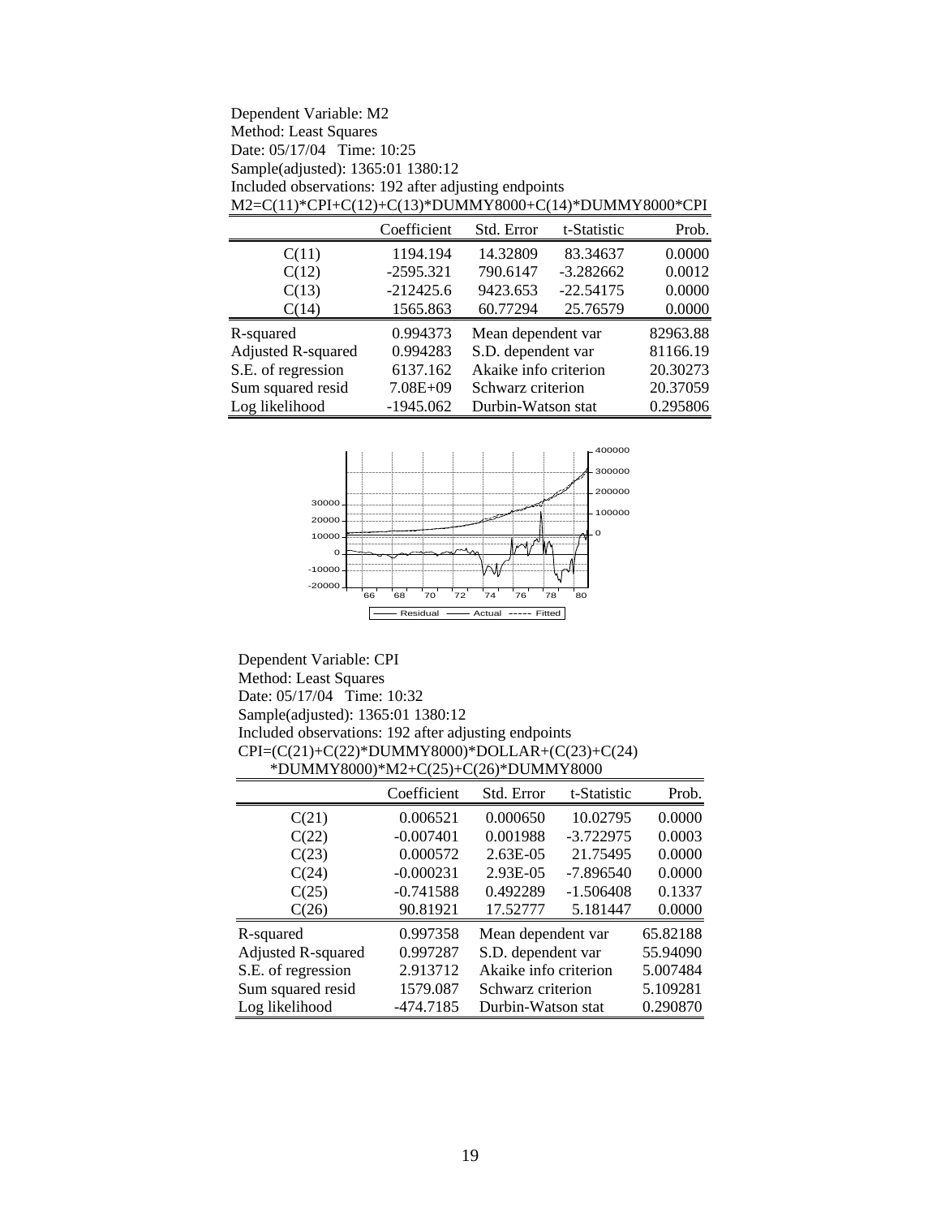Dependent Variable: M2
Method: Least Squares
Date: 05/17/04 Time: 10:25
Sample(adjusted): 1365:01 1380:12
Included observations: 192 after adjusting endpoints
M2=C(11)*CPI+C(12)+C(13)*DUMMY8000+C(14)*DUMMY8000*CPI

| | Coefficient | Std. Error | t-Statistic | Prob. |
|---|---|---|---|---|
| C(11) | 1194.194 | 14.32809 | 83.34637 | 0.0000 |
| C(12) | -2595.321 | 790.6147 | -3.282662 | 0.0012 |
| C(13) | -212425.6 | 9423.653 | -22.54175 | 0.0000 |
| C(14) | 1565.863 | 60.77294 | 25.76579 | 0.0000 |

| | | | |
|---|---|---|---|
| R-squared | 0.994373 | Mean dependent var | 82963.88 |
| Adjusted R-squared | 0.994283 | S.D. dependent var | 81166.19 |
| S.E. of regression | 6137.162 | Akaike info criterion | 20.30273 |
| Sum squared resid | 7.08E+09 | Schwarz criterion | 20.37059 |
| Log likelihood | -1945.062 | Durbin-Watson stat | 0.295806 |

Dependent Variable: CPI
Method: Least Squares
Date: 05/17/04 Time: 10:32
Sample(adjusted): 1365:01 1380:12
Included observations: 192 after adjusting endpoints
CPI=(C(21)+C(22)*DUMMY8000)*DOLLAR+(C(23)+C(24)
*DUMMY8000)*M2+C(25)+C(26)*DUMMY8000

| | Coefficient | Std. Error | t-Statistic | Prob. |
|---|---|---|---|---|
| C(21) | 0.006521 | 0.000650 | 10.02795 | 0.0000 |
| C(22) | -0.007401 | 0.001988 | -3.722975 | 0.0003 |
| C(23) | 0.000572 | 2.63E-05 | 21.75495 | 0.0000 |
| C(24) | -0.000231 | 2.93E-05 | -7.896540 | 0.0000 |
| C(25) | -0.741588 | 0.492289 | -1.506408 | 0.1337 |
| C(26) | 90.81921 | 17.52777 | 5.181447 | 0.0000 |

| | | | |
|---|---|---|---|
| R-squared | 0.997358 | Mean dependent var | 65.82188 |
| Adjusted R-squared | 0.997287 | S.D. dependent var | 55.94090 |
| S.E. of regression | 2.913712 | Akaike info criterion | 5.007484 |
| Sum squared resid | 1579.087 | Schwarz criterion | 5.109281 |
| Log likelihood | -474.7185 | Durbin-Watson stat | 0.290870 |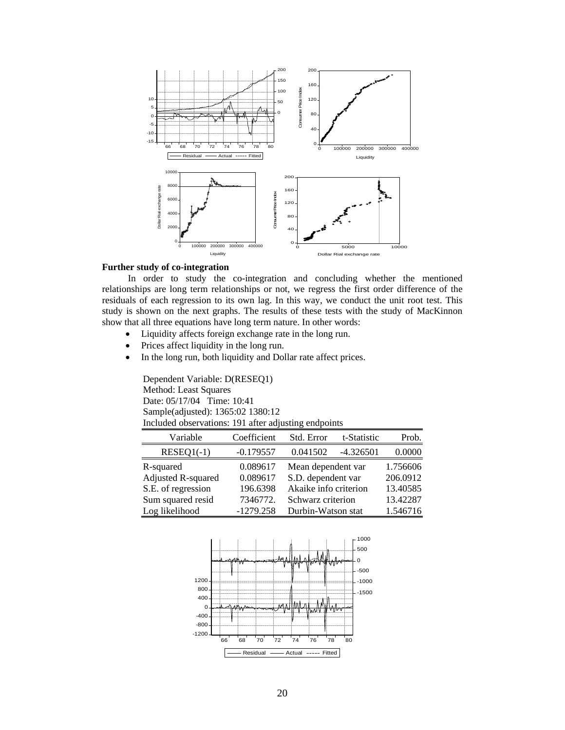**Further study of co-integration**

In order to study the co-integration and concluding whether the mentioned relationships are long term relationships or not, we regress the first order difference of the residuals of each regression to its own lag. In this way, we conduct the unit root test. This study is shown on the next graphs. The results of these tests with the study of MacKinnon show that all three equations have long term nature. In other words:

- Liquidity affects foreign exchange rate in the long run.
- Prices affect liquidity in the long run.
- In the long run, both liquidity and Dollar rate affect prices.

Dependent Variable: D(RESEQ1)
Method: Least Squares
Date: 05/17/04 Time: 10:41
Sample(adjusted): 1365:02 1380:12
Included observations: 191 after adjusting endpoints

| Variable | Coefficient | Std. Error | t-Statistic | Prob. |
|---|---|---|---|---|
| RESEQ1(-1) | -0.179557 | 0.041502 | -4.326501 | 0.0000 |
| R-squared | 0.089617 | Mean dependent var | | 1.756606 |
| Adjusted R-squared | 0.089617 | S.D. dependent var | | 206.0912 |
| S.E. of regression | 196.6398 | Akaike info criterion | | 13.40585 |
| Sum squared resid | 7346772. | Schwarz criterion | | 13.42287 |
| Log likelihood | -1279.258 | Durbin-Watson stat | | 1.546716 |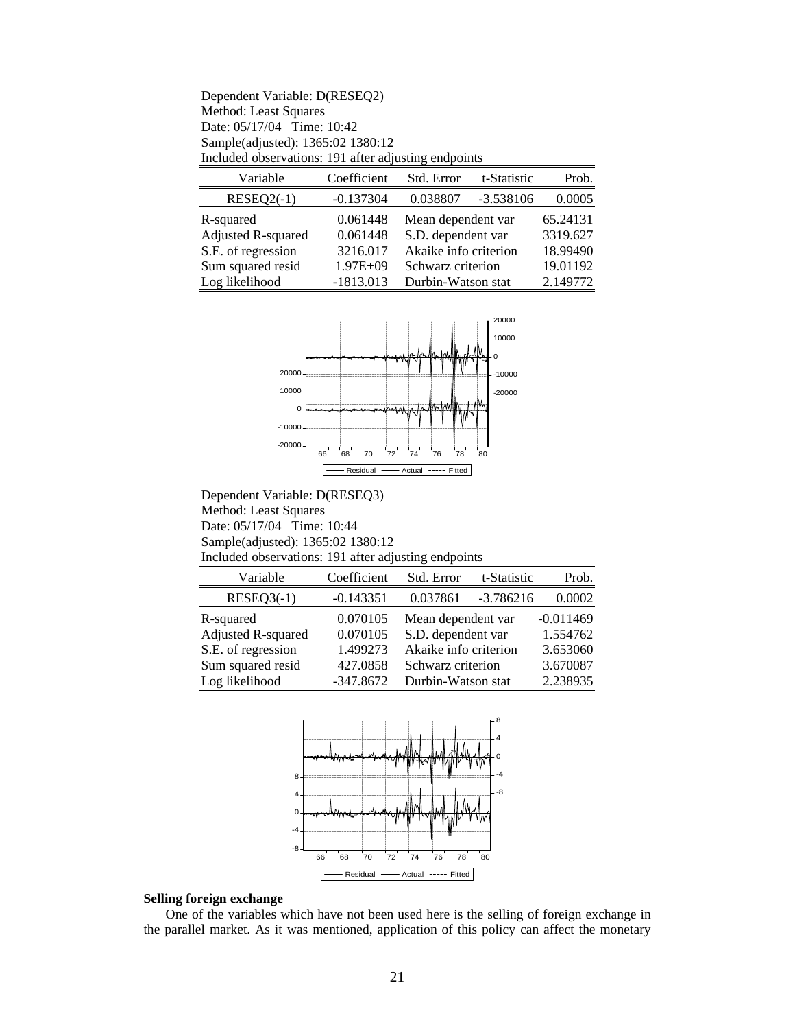Dependent Variable: D(RESEQ2)
Method: Least Squares
Date: 05/17/04 Time: 10:42
Sample(adjusted): 1365:02 1380:12
Included observations: 191 after adjusting endpoints

| Variable | Coefficient | Std. Error | t-Statistic | Prob. |
|---|---|---|---|---|
| RESEQ2(-1) | -0.137304 | 0.038807 | -3.538106 | 0.0005 |
| R-squared | 0.061448 | Mean dependent var | | 65.24131 |
| Adjusted R-squared | 0.061448 | S.D. dependent var | | 3319.627 |
| S.E. of regression | 3216.017 | Akaike info criterion | | 18.99490 |
| Sum squared resid | 1.97E+09 | Schwarz criterion | | 19.01192 |
| Log likelihood | -1813.013 | Durbin-Watson stat | | 2.149772 |

Dependent Variable: D(RESEQ3)
Method: Least Squares
Date: 05/17/04 Time: 10:44
Sample(adjusted): 1365:02 1380:12
Included observations: 191 after adjusting endpoints

| Variable | Coefficient | Std. Error | t-Statistic | Prob. |
|---|---|---|---|---|
| RESEQ3(-1) | -0.143351 | 0.037861 | -3.786216 | 0.0002 |
| R-squared | 0.070105 | Mean dependent var | | -0.011469 |
| Adjusted R-squared | 0.070105 | S.D. dependent var | | 1.554762 |
| S.E. of regression | 1.499273 | Akaike info criterion | | 3.653060 |
| Sum squared resid | 427.0858 | Schwarz criterion | | 3.670087 |
| Log likelihood | -347.8672 | Durbin-Watson stat | | 2.238935 |

**Selling foreign exchange**

One of the variables which have not been used here is the selling of foreign exchange in the parallel market. As it was mentioned, application of this policy can affect the monetary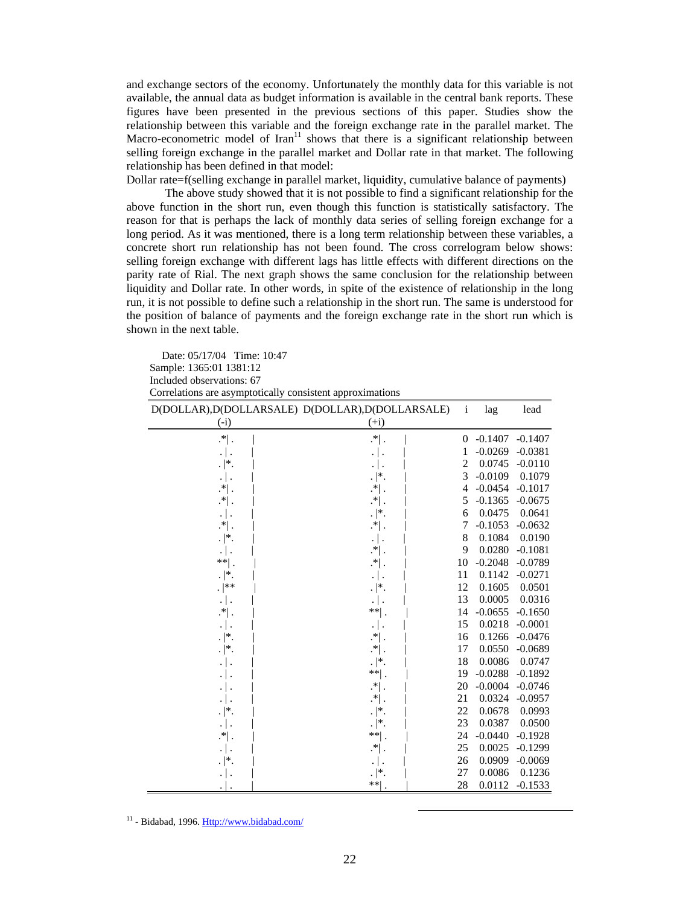and exchange sectors of the economy. Unfortunately the monthly data for this variable is not available, the annual data as budget information is available in the central bank reports. These figures have been presented in the previous sections of this paper. Studies show the relationship between this variable and the foreign exchange rate in the parallel market. The Macro-econometric model of Iran[11] shows that there is a significant relationship between selling foreign exchange in the parallel market and Dollar rate in that market. The following relationship has been defined in that model:

Dollar rate=f(selling exchange in parallel market, liquidity, cumulative balance of payments)

The above study showed that it is not possible to find a significant relationship for the above function in the short run, even though this function is statistically satisfactory. The reason for that is perhaps the lack of monthly data series of selling foreign exchange for a long period. As it was mentioned, there is a long term relationship between these variables, a concrete short run relationship has not been found. The cross correlogram below shows: selling foreign exchange with different lags has little effects with different directions on the parity rate of Rial. The next graph shows the same conclusion for the relationship between liquidity and Dollar rate. In other words, in spite of the existence of relationship in the long run, it is not possible to define such a relationship in the short run. The same is understood for the position of balance of payments and the foreign exchange rate in the short run which is shown in the next table.

Date: 05/17/04 Time: 10:47
Sample: 1365:01 1381:12
Included observations: 67
Correlations are asymptotically consistent approximations

| D(DOLLAR),D(DOLLARSALE)(-i) | D(DOLLAR),D(DOLLARSALE)(+i) | i | lag | lead |
|---|---|---|---|---|
| .*\| . | .*\| . | 0 | -0.1407 | -0.1407 |
| . \| . | . \| . | 1 | -0.0269 | -0.0381 |
| . \|*. | . \| . | 2 | 0.0745 | -0.0110 |
| . \| . | . \|*. | 3 | -0.0109 | 0.1079 |
| .*\| . | .*\| . | 4 | -0.0454 | -0.1017 |
| .*\| . | .*\| . | 5 | -0.1365 | -0.0675 |
| . \| . | . \|*. | 6 | 0.0475 | 0.0641 |
| .*\| . | .*\| . | 7 | -0.1053 | -0.0632 |
| . \|*. | . \| . | 8 | 0.1084 | 0.0190 |
| . \| . | .*\| . | 9 | 0.0280 | -0.1081 |
| **\| . | .*\| . | 10 | -0.2048 | -0.0789 |
| . \|*. | . \| . | 11 | 0.1142 | -0.0271 |
| . \|** | . \|*. | 12 | 0.1605 | 0.0501 |
| . \| . | . \| . | 13 | 0.0005 | 0.0316 |
| .*\| . | **\| . | 14 | -0.0655 | -0.1650 |
| . \| . | . \| . | 15 | 0.0218 | -0.0001 |
| . \|*. | .*\| . | 16 | 0.1266 | -0.0476 |
| . \|*. | .*\| . | 17 | 0.0550 | -0.0689 |
| . \| . | . \|*. | 18 | 0.0086 | 0.0747 |
| . \| . | **\| . | 19 | -0.0288 | -0.1892 |
| . \| . | .*\| . | 20 | -0.0004 | -0.0746 |
| . \| . | .*\| . | 21 | 0.0324 | -0.0957 |
| . \|*. | . \|*. | 22 | 0.0678 | 0.0993 |
| . \| . | . \|*. | 23 | 0.0387 | 0.0500 |
| .*\| . | **\| . | 24 | -0.0440 | -0.1928 |
| . \| . | .*\| . | 25 | 0.0025 | -0.1299 |
| . \|*. | . \| . | 26 | 0.0909 | -0.0069 |
| . \| . | . \|*. | 27 | 0.0086 | 0.1236 |
| . \| . | **\| . | 28 | 0.0112 | -0.1533 |

[11] - Bidabad, 1996. Http://www.bidabad.com/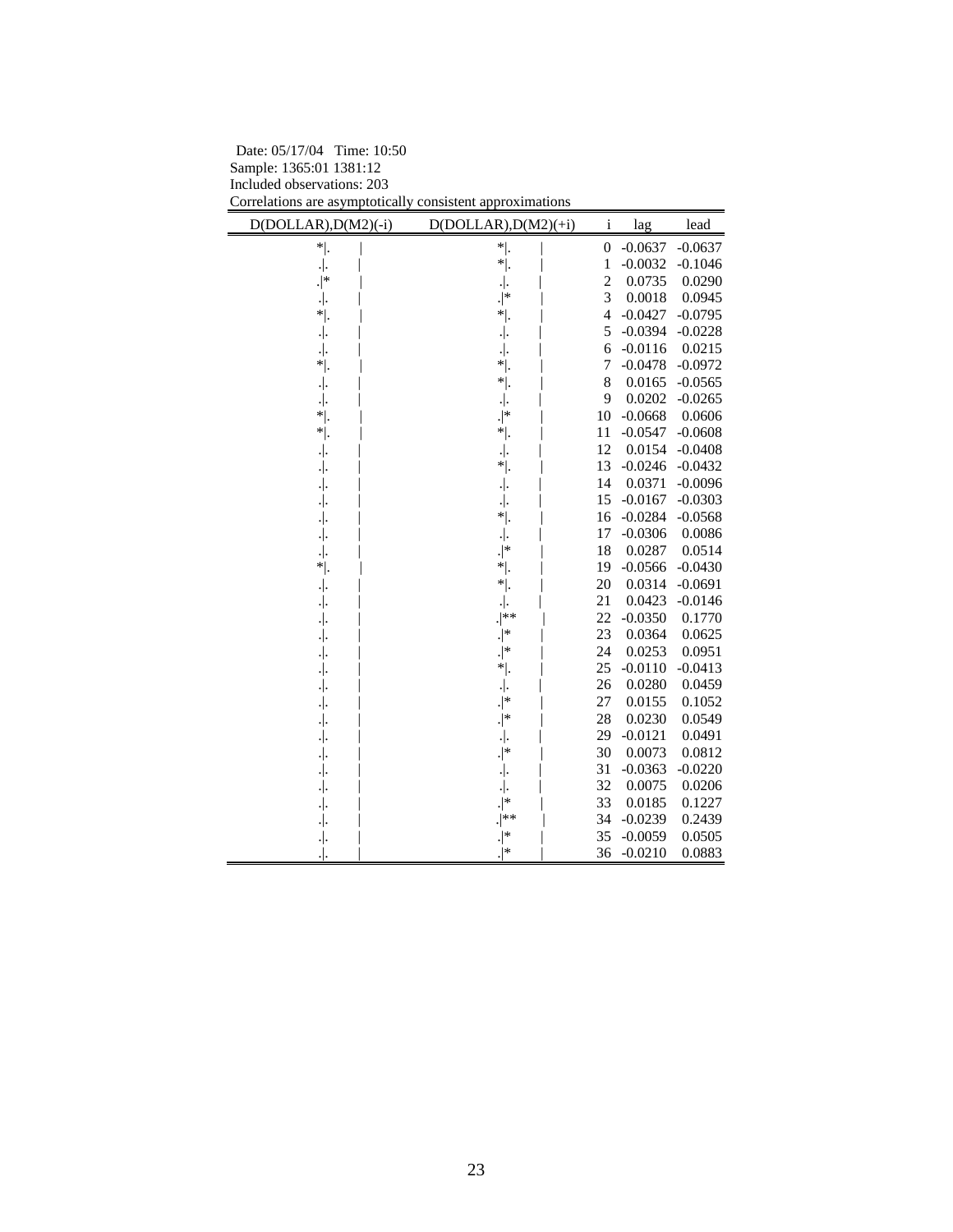Date: 05/17/04 Time: 10:50
Sample: 1365:01 1381:12
Included observations: 203
Correlations are asymptotically consistent approximations

| D(DOLLAR),D(M2)(-i) | D(DOLLAR),D(M2)(+i) | i | lag | lead |
|---|---|---|---|---|
| *\|. \| | *\|. \| | 0 | -0.0637 | -0.0637 |
| .\|. \| | *\|. \| | 1 | -0.0032 | -0.1046 |
| .\|* \| | .\|. \| | 2 | 0.0735 | 0.0290 |
| .\|. \| | .\|* \| | 3 | 0.0018 | 0.0945 |
| *\|. \| | *\|. \| | 4 | -0.0427 | -0.0795 |
| .\|. \| | .\|. \| | 5 | -0.0394 | -0.0228 |
| .\|. \| | .\|. \| | 6 | -0.0116 | 0.0215 |
| *\|. \| | *\|. \| | 7 | -0.0478 | -0.0972 |
| .\|. \| | *\|. \| | 8 | 0.0165 | -0.0565 |
| .\|. \| | .\|. \| | 9 | 0.0202 | -0.0265 |
| *\|. \| | .\|* \| | 10 | -0.0668 | 0.0606 |
| *\|. \| | *\|. \| | 11 | -0.0547 | -0.0608 |
| .\|. \| | .\|. \| | 12 | 0.0154 | -0.0408 |
| .\|. \| | *\|. \| | 13 | -0.0246 | -0.0432 |
| .\|. \| | .\|. \| | 14 | 0.0371 | -0.0096 |
| .\|. \| | .\|. \| | 15 | -0.0167 | -0.0303 |
| .\|. \| | *\|. \| | 16 | -0.0284 | -0.0568 |
| .\|. \| | .\|. \| | 17 | -0.0306 | 0.0086 |
| .\|. \| | .\|* \| | 18 | 0.0287 | 0.0514 |
| *\|. \| | *\|. \| | 19 | -0.0566 | -0.0430 |
| .\|. \| | *\|. \| | 20 | 0.0314 | -0.0691 |
| .\|. \| | .\|. \| | 21 | 0.0423 | -0.0146 |
| .\|. \| | .\|** \| | 22 | -0.0350 | 0.1770 |
| .\|. \| | .\|* \| | 23 | 0.0364 | 0.0625 |
| .\|. \| | .\|* \| | 24 | 0.0253 | 0.0951 |
| .\|. \| | *\|. \| | 25 | -0.0110 | -0.0413 |
| .\|. \| | .\|. \| | 26 | 0.0280 | 0.0459 |
| .\|. \| | .\|* \| | 27 | 0.0155 | 0.1052 |
| .\|. \| | .\|* \| | 28 | 0.0230 | 0.0549 |
| .\|. \| | .\|. \| | 29 | -0.0121 | 0.0491 |
| .\|. \| | .\|* \| | 30 | 0.0073 | 0.0812 |
| .\|. \| | .\|. \| | 31 | -0.0363 | -0.0220 |
| .\|. \| | .\|. \| | 32 | 0.0075 | 0.0206 |
| .\|. \| | .\|* \| | 33 | 0.0185 | 0.1227 |
| .\|. \| | .\|** \| | 34 | -0.0239 | 0.2439 |
| .\|. \| | .\|* \| | 35 | -0.0059 | 0.0505 |
| .\|. \| | .\|* \| | 36 | -0.0210 | 0.0883 |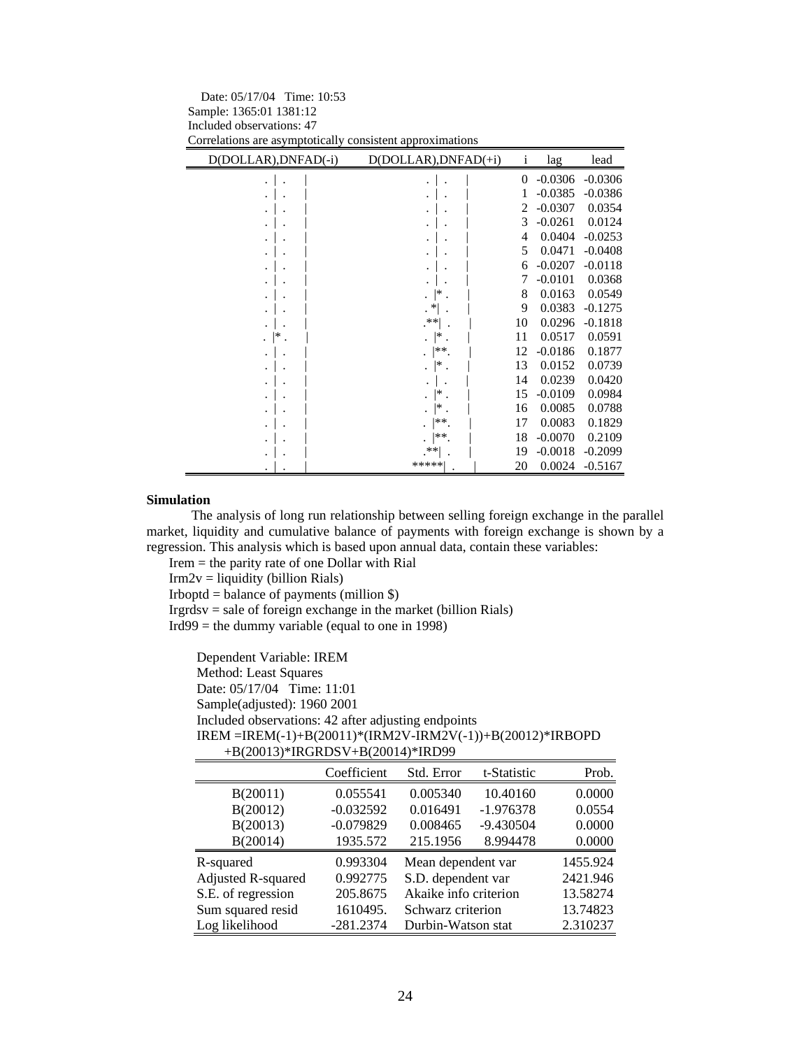Date: 05/17/04 Time: 10:53
Sample: 1365:01 1381:12
Included observations: 47
Correlations are asymptotically consistent approximations

| D(DOLLAR),DNFAD(-i) | D(DOLLAR),DNFAD(+i) | i | lag | lead |
|---|---|---|---|---|
| . \| . \| | . \| . \| | 0 | -0.0306 | -0.0306 |
| . \| . \| | . \| . \| | 1 | -0.0385 | -0.0386 |
| . \| . \| | . \| . \| | 2 | -0.0307 | 0.0354 |
| . \| . \| | . \| . \| | 3 | -0.0261 | 0.0124 |
| . \| . \| | . \| . \| | 4 | 0.0404 | -0.0253 |
| . \| . \| | . \| . \| | 5 | 0.0471 | -0.0408 |
| . \| . \| | . \| . \| | 6 | -0.0207 | -0.0118 |
| . \| . \| | . \| . \| | 7 | -0.0101 | 0.0368 |
| . \| . \| | . \|* . \| | 8 | 0.0163 | 0.0549 |
| . \| . \| | . *\| . \| | 9 | 0.0383 | -0.1275 |
| . \| . \| | .**\| . \| | 10 | 0.0296 | -0.1818 |
| . \|* . \| | . \|* . \| | 11 | 0.0517 | 0.0591 |
| . \| . \| | . \|**. \| | 12 | -0.0186 | 0.1877 |
| . \| . \| | . \|* . \| | 13 | 0.0152 | 0.0739 |
| . \| . \| | . \| . \| | 14 | 0.0239 | 0.0420 |
| . \| . \| | . \|* . \| | 15 | -0.0109 | 0.0984 |
| . \| . \| | . \|* . \| | 16 | 0.0085 | 0.0788 |
| . \| . \| | . \|**. \| | 17 | 0.0083 | 0.1829 |
| . \| . \| | . \|**. \| | 18 | -0.0070 | 0.2109 |
| . \| . \| | .**\| . \| | 19 | -0.0018 | -0.2099 |
| . \| . \| | *****\| . \| | 20 | 0.0024 | -0.5167 |

**Simulation**

The analysis of long run relationship between selling foreign exchange in the parallel market, liquidity and cumulative balance of payments with foreign exchange is shown by a regression. This analysis which is based upon annual data, contain these variables:

Irem = the parity rate of one Dollar with Rial
Irm2v = liquidity (billion Rials)
Irboptd = balance of payments (million $)
Irgrdsv = sale of foreign exchange in the market (billion Rials)
Ird99 = the dummy variable (equal to one in 1998)

Dependent Variable: IREM
Method: Least Squares
Date: 05/17/04 Time: 11:01
Sample(adjusted): 1960 2001
Included observations: 42 after adjusting endpoints
IREM =IREM(-1)+B(20011)*(IRM2V-IRM2V(-1))+B(20012)*IRBOPD
+B(20013)*IRGRDSV+B(20014)*IRD99

| | Coefficient | Std. Error | t-Statistic | Prob. |
|---|---|---|---|---|
| B(20011) | 0.055541 | 0.005340 | 10.40160 | 0.0000 |
| B(20012) | -0.032592 | 0.016491 | -1.976378 | 0.0554 |
| B(20013) | -0.079829 | 0.008465 | -9.430504 | 0.0000 |
| B(20014) | 1935.572 | 215.1956 | 8.994478 | 0.0000 |
| R-squared | 0.993304 | Mean dependent var | | 1455.924 |
| Adjusted R-squared | 0.992775 | S.D. dependent var | | 2421.946 |
| S.E. of regression | 205.8675 | Akaike info criterion | | 13.58274 |
| Sum squared resid | 1610495. | Schwarz criterion | | 13.74823 |
| Log likelihood | -281.2374 | Durbin-Watson stat | | 2.310237 |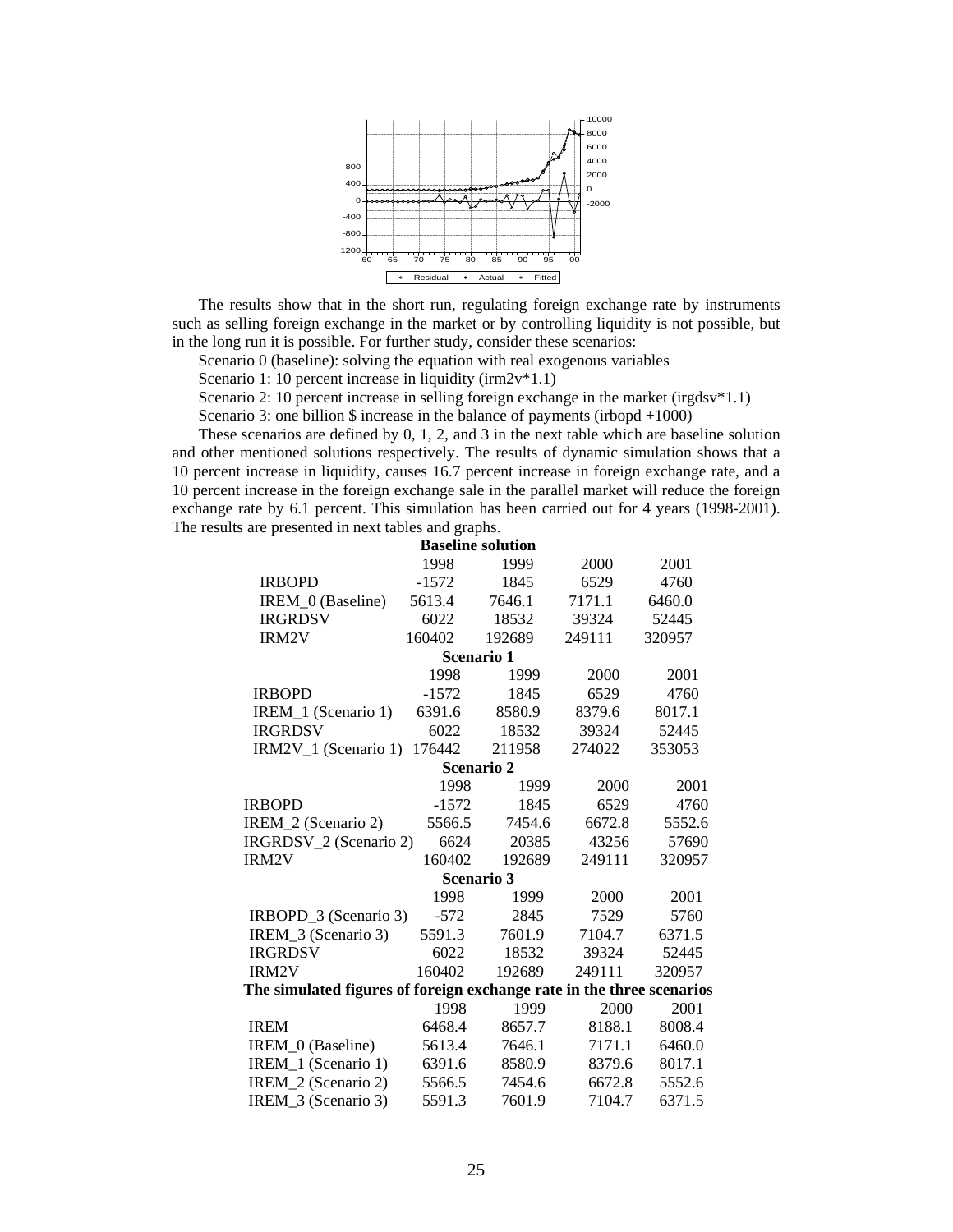The results show that in the short run, regulating foreign exchange rate by instruments such as selling foreign exchange in the market or by controlling liquidity is not possible, but in the long run it is possible. For further study, consider these scenarios:

Scenario 0 (baseline): solving the equation with real exogenous variables

Scenario 1: 10 percent increase in liquidity (irm2v*1.1)

Scenario 2: 10 percent increase in selling foreign exchange in the market (irgdsv*1.1)

Scenario 3: one billion $ increase in the balance of payments (irbopd +1000)

These scenarios are defined by 0, 1, 2, and 3 in the next table which are baseline solution and other mentioned solutions respectively. The results of dynamic simulation shows that a 10 percent increase in liquidity, causes 16.7 percent increase in foreign exchange rate, and a 10 percent increase in the foreign exchange sale in the parallel market will reduce the foreign exchange rate by 6.1 percent. This simulation has been carried out for 4 years (1998-2001). The results are presented in next tables and graphs.

**Baseline solution**

| | 1998 | 1999 | 2000 | 2001 |
|---|---|---|---|---|
| IRBOPD | -1572 | 1845 | 6529 | 4760 |
| IREM_0 (Baseline) | 5613.4 | 7646.1 | 7171.1 | 6460.0 |
| IRGRDSV | 6022 | 18532 | 39324 | 52445 |
| IRM2V | 160402 | 192689 | 249111 | 320957 |

**Scenario 1**

| | 1998 | 1999 | 2000 | 2001 |
|---|---|---|---|---|
| IRBOPD | -1572 | 1845 | 6529 | 4760 |
| IREM_1 (Scenario 1) | 6391.6 | 8580.9 | 8379.6 | 8017.1 |
| IRGRDSV | 6022 | 18532 | 39324 | 52445 |
| IRM2V_1 (Scenario 1) | 176442 | 211958 | 274022 | 353053 |

**Scenario 2**

| | 1998 | 1999 | 2000 | 2001 |
|---|---|---|---|---|
| IRBOPD | -1572 | 1845 | 6529 | 4760 |
| IREM_2 (Scenario 2) | 5566.5 | 7454.6 | 6672.8 | 5552.6 |
| IRGRDSV_2 (Scenario 2) | 6624 | 20385 | 43256 | 57690 |
| IRM2V | 160402 | 192689 | 249111 | 320957 |

**Scenario 3**

| | 1998 | 1999 | 2000 | 2001 |
|---|---|---|---|---|
| IRBOPD_3 (Scenario 3) | -572 | 2845 | 7529 | 5760 |
| IREM_3 (Scenario 3) | 5591.3 | 7601.9 | 7104.7 | 6371.5 |
| IRGRDSV | 6022 | 18532 | 39324 | 52445 |
| IRM2V | 160402 | 192689 | 249111 | 320957 |

**The simulated figures of foreign exchange rate in the three scenarios**

| | 1998 | 1999 | 2000 | 2001 |
|---|---|---|---|---|
| IREM | 6468.4 | 8657.7 | 8188.1 | 8008.4 |
| IREM_0 (Baseline) | 5613.4 | 7646.1 | 7171.1 | 6460.0 |
| IREM_1 (Scenario 1) | 6391.6 | 8580.9 | 8379.6 | 8017.1 |
| IREM_2 (Scenario 2) | 5566.5 | 7454.6 | 6672.8 | 5552.6 |
| IREM_3 (Scenario 3) | 5591.3 | 7601.9 | 7104.7 | 6371.5 |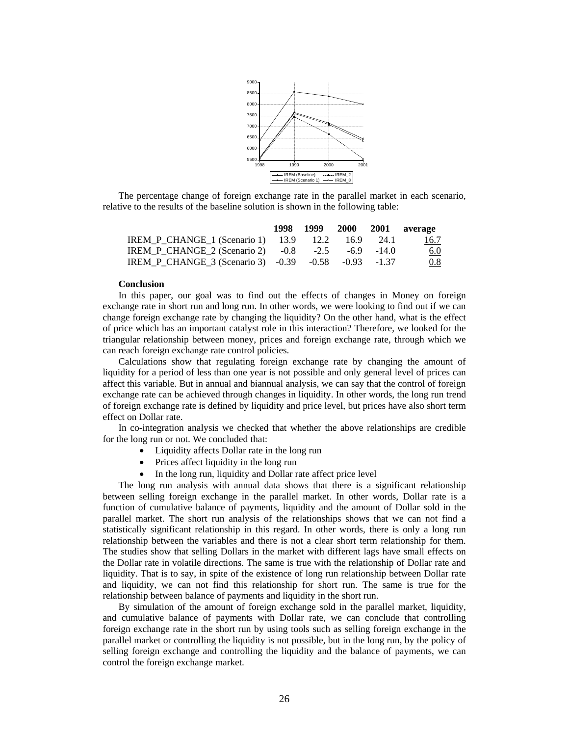The percentage change of foreign exchange rate in the parallel market in each scenario, relative to the results of the baseline solution is shown in the following table:

| | 1998 | 1999 | 2000 | 2001 | average |
|---|---|---|---|---|---|
| IREM_P_CHANGE_1 (Scenario 1) | 13.9 | 12.2 | 16.9 | 24.1 | 16.7 |
| IREM_P_CHANGE_2 (Scenario 2) | -0.8 | -2.5 | -6.9 | -14.0 | 6.0 |
| IREM_P_CHANGE_3 (Scenario 3) | -0.39 | -0.58 | -0.93 | -1.37 | 0.8 |

**Conclusion**

In this paper, our goal was to find out the effects of changes in Money on foreign exchange rate in short run and long run. In other words, we were looking to find out if we can change foreign exchange rate by changing the liquidity? On the other hand, what is the effect of price which has an important catalyst role in this interaction? Therefore, we looked for the triangular relationship between money, prices and foreign exchange rate, through which we can reach foreign exchange rate control policies.

Calculations show that regulating foreign exchange rate by changing the amount of liquidity for a period of less than one year is not possible and only general level of prices can affect this variable. But in annual and biannual analysis, we can say that the control of foreign exchange rate can be achieved through changes in liquidity. In other words, the long run trend of foreign exchange rate is defined by liquidity and price level, but prices have also short term effect on Dollar rate.

In co-integration analysis we checked that whether the above relationships are credible for the long run or not. We concluded that:

- Liquidity affects Dollar rate in the long run
- Prices affect liquidity in the long run
- In the long run, liquidity and Dollar rate affect price level

The long run analysis with annual data shows that there is a significant relationship between selling foreign exchange in the parallel market. In other words, Dollar rate is a function of cumulative balance of payments, liquidity and the amount of Dollar sold in the parallel market. The short run analysis of the relationships shows that we can not find a statistically significant relationship in this regard. In other words, there is only a long run relationship between the variables and there is not a clear short term relationship for them. The studies show that selling Dollars in the market with different lags have small effects on the Dollar rate in volatile directions. The same is true with the relationship of Dollar rate and liquidity. That is to say, in spite of the existence of long run relationship between Dollar rate and liquidity, we can not find this relationship for short run. The same is true for the relationship between balance of payments and liquidity in the short run.

By simulation of the amount of foreign exchange sold in the parallel market, liquidity, and cumulative balance of payments with Dollar rate, we can conclude that controlling foreign exchange rate in the short run by using tools such as selling foreign exchange in the parallel market or controlling the liquidity is not possible, but in the long run, by the policy of selling foreign exchange and controlling the liquidity and the balance of payments, we can control the foreign exchange market.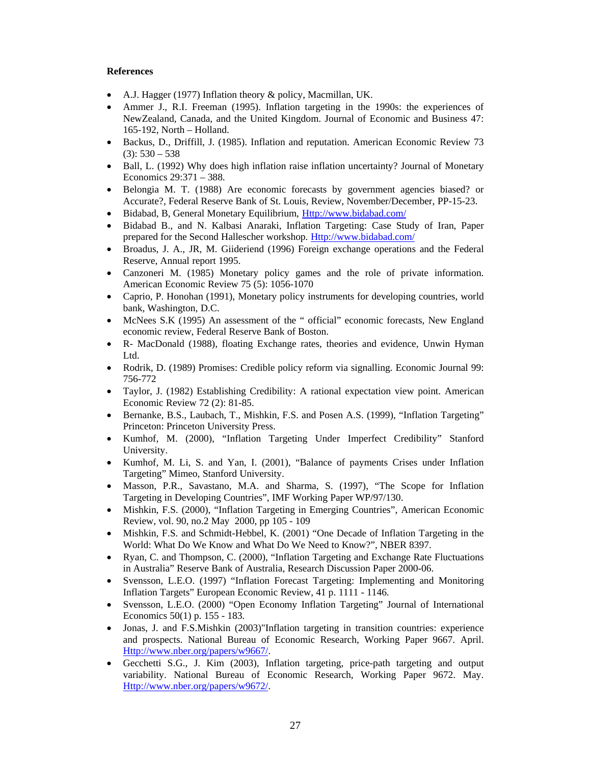**References**

- A.J. Hagger (1977) Inflation theory & policy, Macmillan, UK.
- Ammer J., R.I. Freeman (1995). Inflation targeting in the 1990s: the experiences of NewZealand, Canada, and the United Kingdom. Journal of Economic and Business 47: 165-192, North – Holland.
- Backus, D., Driffill, J. (1985). Inflation and reputation. American Economic Review 73 (3): 530 – 538
- Ball, L. (1992) Why does high inflation raise inflation uncertainty? Journal of Monetary Economics 29:371 – 388.
- Belongia M. T. (1988) Are economic forecasts by government agencies biased? or Accurate?, Federal Reserve Bank of St. Louis, Review, November/December, PP-15-23.
- Bidabad, B, General Monetary Equilibrium, Http://www.bidabad.com/
- Bidabad B., and N. Kalbasi Anaraki, Inflation Targeting: Case Study of Iran, Paper prepared for the Second Hallescher workshop. Http://www.bidabad.com/
- Broadus, J. A., JR, M. Giideriend (1996) Foreign exchange operations and the Federal Reserve, Annual report 1995.
- Canzoneri M. (1985) Monetary policy games and the role of private information. American Economic Review 75 (5): 1056-1070
- Caprio, P. Honohan (1991), Monetary policy instruments for developing countries, world bank, Washington, D.C.
- McNees S.K (1995) An assessment of the " official" economic forecasts, New England economic review, Federal Reserve Bank of Boston.
- R- MacDonald (1988), floating Exchange rates, theories and evidence, Unwin Hyman Ltd.
- Rodrik, D. (1989) Promises: Credible policy reform via signalling. Economic Journal 99: 756-772
- Taylor, J. (1982) Establishing Credibility: A rational expectation view point. American Economic Review 72 (2): 81-85.
- Bernanke, B.S., Laubach, T., Mishkin, F.S. and Posen A.S. (1999), "Inflation Targeting" Princeton: Princeton University Press.
- Kumhof, M. (2000), "Inflation Targeting Under Imperfect Credibility" Stanford University.
- Kumhof, M. Li, S. and Yan, I. (2001), "Balance of payments Crises under Inflation Targeting" Mimeo, Stanford University.
- Masson, P.R., Savastano, M.A. and Sharma, S. (1997), "The Scope for Inflation Targeting in Developing Countries", IMF Working Paper WP/97/130.
- Mishkin, F.S. (2000), "Inflation Targeting in Emerging Countries", American Economic Review, vol. 90, no.2 May 2000, pp 105 - 109
- Mishkin, F.S. and Schmidt-Hebbel, K. (2001) "One Decade of Inflation Targeting in the World: What Do We Know and What Do We Need to Know?", NBER 8397.
- Ryan, C. and Thompson, C. (2000), "Inflation Targeting and Exchange Rate Fluctuations in Australia" Reserve Bank of Australia, Research Discussion Paper 2000-06.
- Svensson, L.E.O. (1997) "Inflation Forecast Targeting: Implementing and Monitoring Inflation Targets" European Economic Review, 41 p. 1111 - 1146.
- Svensson, L.E.O. (2000) "Open Economy Inflation Targeting" Journal of International Economics 50(1) p. 155 - 183.
- Jonas, J. and F.S.Mishkin (2003)"Inflation targeting in transition countries: experience and prospects. National Bureau of Economic Research, Working Paper 9667. April. Http://www.nber.org/papers/w9667/.
- Gecchetti S.G., J. Kim (2003), Inflation targeting, price-path targeting and output variability. National Bureau of Economic Research, Working Paper 9672. May. Http://www.nber.org/papers/w9672/.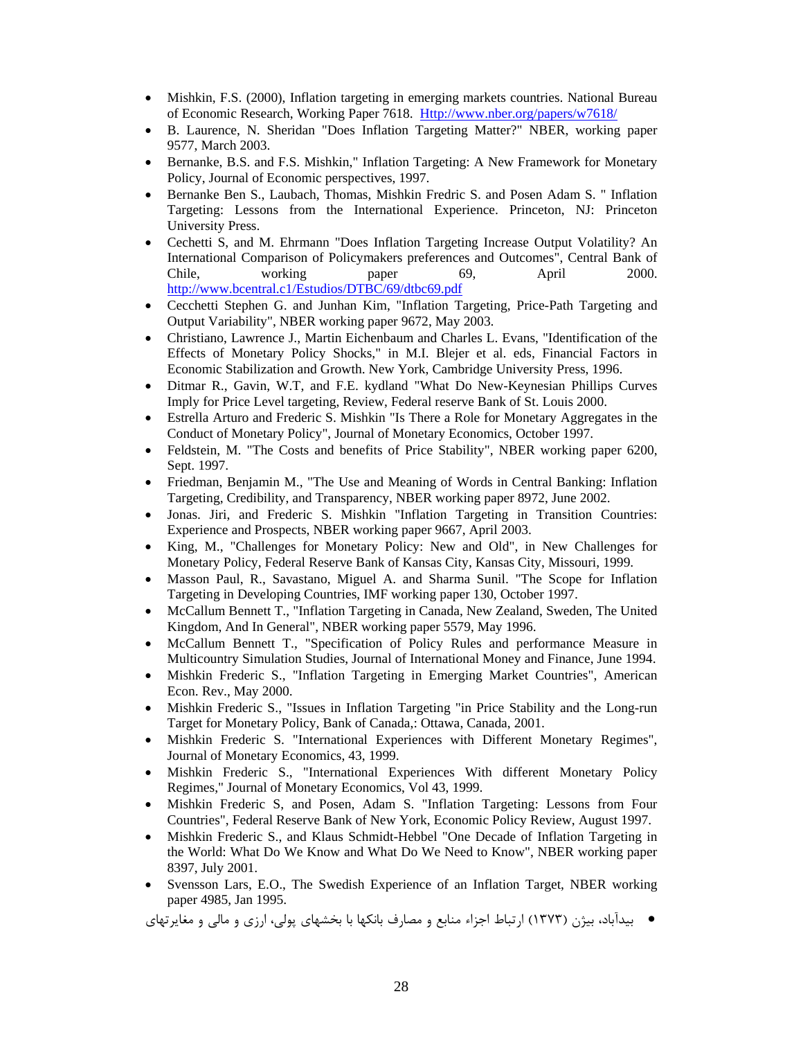- Mishkin, F.S. (2000), Inflation targeting in emerging markets countries. National Bureau of Economic Research, Working Paper 7618. Http://www.nber.org/papers/w7618/
- B. Laurence, N. Sheridan "Does Inflation Targeting Matter?" NBER, working paper 9577, March 2003.
- Bernanke, B.S. and F.S. Mishkin," Inflation Targeting: A New Framework for Monetary Policy, Journal of Economic perspectives, 1997.
- Bernanke Ben S., Laubach, Thomas, Mishkin Fredric S. and Posen Adam S. " Inflation Targeting: Lessons from the International Experience. Princeton, NJ: Princeton University Press.
- Cechetti S, and M. Ehrmann "Does Inflation Targeting Increase Output Volatility? An International Comparison of Policymakers preferences and Outcomes", Central Bank of Chile, working paper 69, April 2000. http://www.bcentral.c1/Estudios/DTBC/69/dtbc69.pdf
- Cecchetti Stephen G. and Junhan Kim, "Inflation Targeting, Price-Path Targeting and Output Variability", NBER working paper 9672, May 2003.
- Christiano, Lawrence J., Martin Eichenbaum and Charles L. Evans, "Identification of the Effects of Monetary Policy Shocks," in M.I. Blejer et al. eds, Financial Factors in Economic Stabilization and Growth. New York, Cambridge University Press, 1996.
- Ditmar R., Gavin, W.T, and F.E. kydland "What Do New-Keynesian Phillips Curves Imply for Price Level targeting, Review, Federal reserve Bank of St. Louis 2000.
- Estrella Arturo and Frederic S. Mishkin "Is There a Role for Monetary Aggregates in the Conduct of Monetary Policy", Journal of Monetary Economics, October 1997.
- Feldstein, M. "The Costs and benefits of Price Stability", NBER working paper 6200, Sept. 1997.
- Friedman, Benjamin M., "The Use and Meaning of Words in Central Banking: Inflation Targeting, Credibility, and Transparency, NBER working paper 8972, June 2002.
- Jonas. Jiri, and Frederic S. Mishkin "Inflation Targeting in Transition Countries: Experience and Prospects, NBER working paper 9667, April 2003.
- King, M., "Challenges for Monetary Policy: New and Old", in New Challenges for Monetary Policy, Federal Reserve Bank of Kansas City, Kansas City, Missouri, 1999.
- Masson Paul, R., Savastano, Miguel A. and Sharma Sunil. "The Scope for Inflation Targeting in Developing Countries, IMF working paper 130, October 1997.
- McCallum Bennett T., "Inflation Targeting in Canada, New Zealand, Sweden, The United Kingdom, And In General", NBER working paper 5579, May 1996.
- McCallum Bennett T., "Specification of Policy Rules and performance Measure in Multicountry Simulation Studies, Journal of International Money and Finance, June 1994.
- Mishkin Frederic S., "Inflation Targeting in Emerging Market Countries", American Econ. Rev., May 2000.
- Mishkin Frederic S., "Issues in Inflation Targeting "in Price Stability and the Long-run Target for Monetary Policy, Bank of Canada,: Ottawa, Canada, 2001.
- Mishkin Frederic S. "International Experiences with Different Monetary Regimes", Journal of Monetary Economics, 43, 1999.
- Mishkin Frederic S., "International Experiences With different Monetary Policy Regimes," Journal of Monetary Economics, Vol 43, 1999.
- Mishkin Frederic S, and Posen, Adam S. "Inflation Targeting: Lessons from Four Countries", Federal Reserve Bank of New York, Economic Policy Review, August 1997.
- Mishkin Frederic S., and Klaus Schmidt-Hebbel "One Decade of Inflation Targeting in the World: What Do We Know and What Do We Need to Know", NBER working paper 8397, July 2001.
- Svensson Lars, E.O., The Swedish Experience of an Inflation Target, NBER working paper 4985, Jan 1995.
- بیدآباد، بیژن (۱۳۷۳) ارتباط اجزاء منابع و مصارف بانکها با بخشهای پولی، ارزی و مالی و مغایرتهای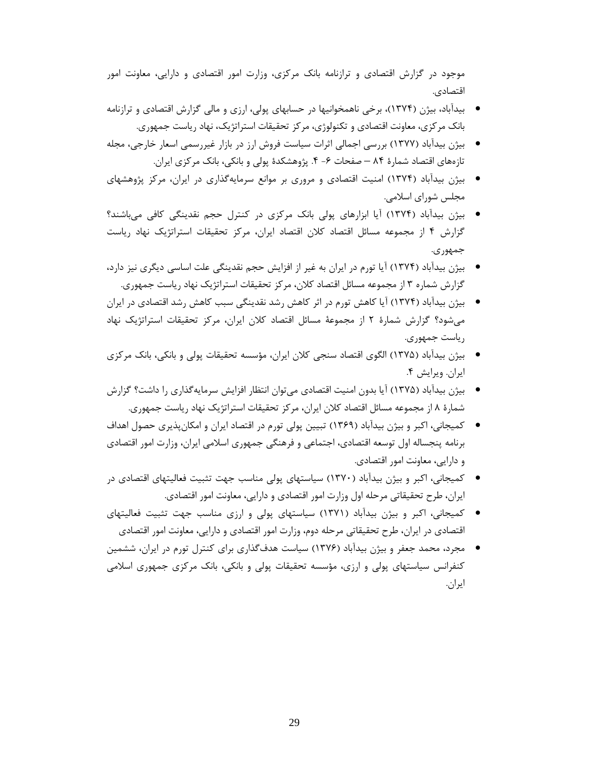موجود در گزارش اقتصادی و ترازنامه بانک مرکزی، وزارت امور اقتصادی و دارایی، معاونت امور اقتصادی.

- بیدآباد، بیژن (۱۳۷۴)، برخی ناهمخوانیها در حسابهای پولی، ارزی و مالی گزارش اقتصادی و ترازنامه بانک مرکزی، معاونت اقتصادی و تکنولوژی، مرکز تحقیقات استراتژیک، نهاد ریاست جمهوری.
- بیژن بیدآباد (۱۳۷۷) بررسی اجمالی اثرات سیاست فروش ارز در بازار غیررسمی اسعار خارجی، مجله تازه‌های اقتصاد شمارهٔ ۸۴ – صفحات ۶- ۴. پژوهشکدهٔ پولی و بانکی، بانک مرکزی ایران.
- بیژن بیدآباد (۱۳۷۴) امنیت اقتصادی و مروری بر موانع سرمایه‌گذاری در ایران، مرکز پژوهشهای مجلس شورای اسلامی.
- بیژن بیدآباد (۱۳۷۴) آیا ابزارهای پولی بانک مرکزی در کنترل حجم نقدینگی کافی می‌باشند؟ گزارش ۴ از مجموعه مسائل اقتصاد کلان اقتصاد ایران، مرکز تحقیقات استراتژیک نهاد ریاست جمهوری.
- بیژن بیدآباد (۱۳۷۴) آیا تورم در ایران به غیر از افزایش حجم نقدینگی علت اساسی دیگری نیز دارد، گزارش شماره ۳ از مجموعه مسائل اقتصاد کلان، مرکز تحقیقات استراتژیک نهاد ریاست جمهوری.
- بیژن بیدآباد (۱۳۷۴) آیا کاهش تورم در اثر کاهش رشد نقدینگی سبب کاهش رشد اقتصادی در ایران می‌شود؟ گزارش شمارهٔ ۲ از مجموعهٔ مسائل اقتصاد کلان ایران، مرکز تحقیقات استراتژیک نهاد ریاست جمهوری.
- بیژن بیدآباد (۱۳۷۵) الگوی اقتصاد سنجی کلان ایران، مؤسسه تحقیقات پولی و بانکی، بانک مرکزی ایران. ویرایش ۴.
- بیژن بیدآباد (۱۳۷۵) آیا بدون امنیت اقتصادی می‌توان انتظار افزایش سرمایه‌گذاری را داشت؟ گزارش شمارهٔ ۸ از مجموعه مسائل اقتصاد کلان ایران، مرکز تحقیقات استراتژیک نهاد ریاست جمهوری.
- کمیجانی، اکبر و بیژن بیدآباد (۱۳۶۹) تبیین پولی تورم در اقتصاد ایران و امکان‌پذیری حصول اهداف برنامه پنجساله اول توسعه اقتصادی، اجتماعی و فرهنگی جمهوری اسلامی ایران، وزارت امور اقتصادی و دارایی، معاونت امور اقتصادی.
- کمیجانی، اکبر و بیژن بیدآباد (۱۳۷۰) سیاستهای پولی مناسب جهت تثبیت فعالیتهای اقتصادی در ایران، طرح تحقیقاتی مرحله اول وزارت امور اقتصادی و دارایی، معاونت امور اقتصادی.
- کمیجانی، اکبر و بیژن بیدآباد (۱۳۷۱) سیاستهای پولی و ارزی مناسب جهت تثبیت فعالیتهای اقتصادی در ایران، طرح تحقیقاتی مرحله دوم، وزارت امور اقتصادی و دارایی، معاونت امور اقتصادی
- مجرد، محمد جعفر و بیژن بیدآباد (۱۳۷۶) سیاست هدف‌گذاری برای کنترل تورم در ایران، ششمین کنفرانس سیاستهای پولی و ارزی، مؤسسه تحقیقات پولی و بانکی، بانک مرکزی جمهوری اسلامی ایران.